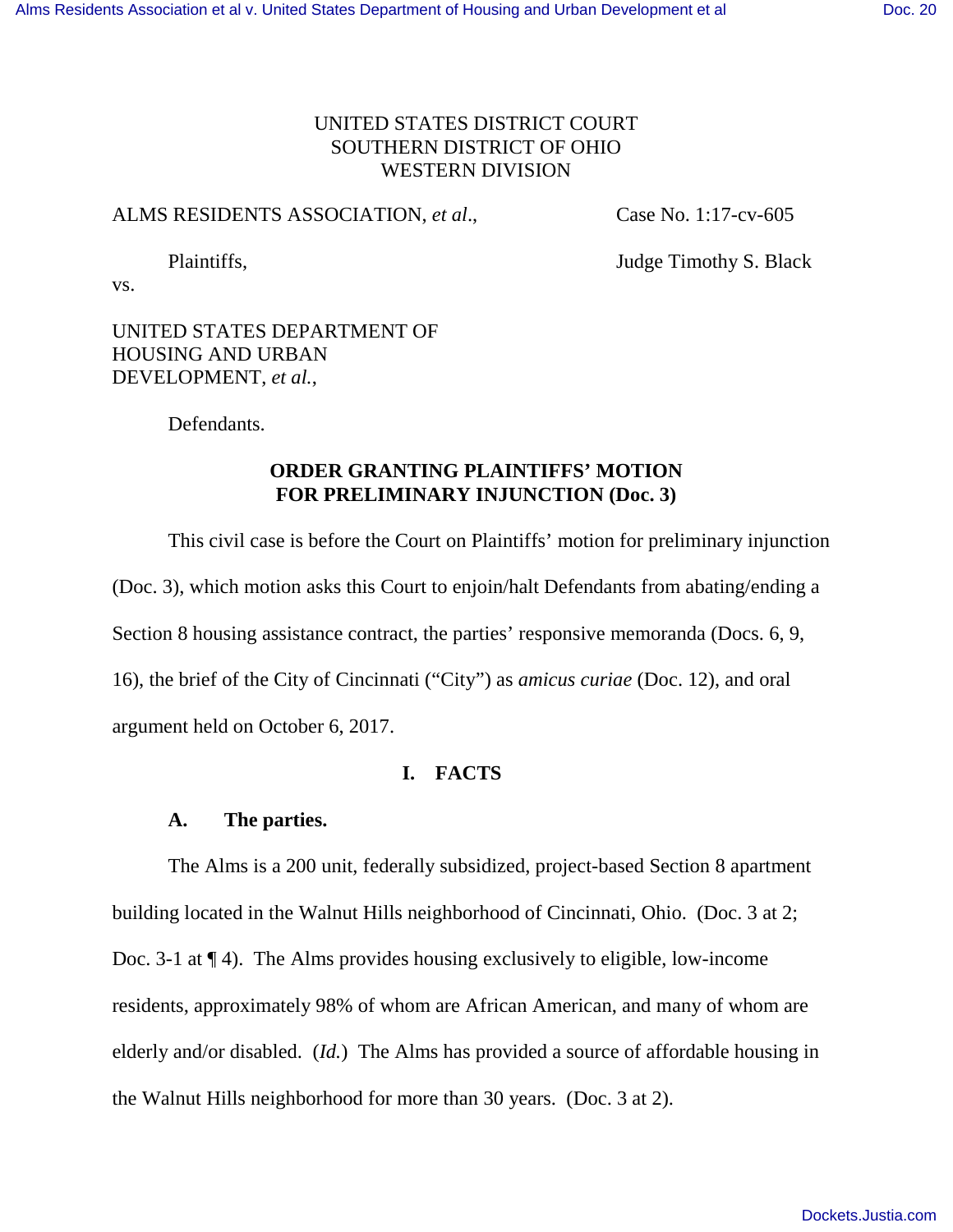UNITED STATES DISTRICT COURT
SOUTHERN DISTRICT OF OHIO
WESTERN DIVISION

ALMS RESIDENTS ASSOCIATION, *et al*.,

Plaintiffs,

vs.

UNITED STATES DEPARTMENT OF HOUSING AND URBAN DEVELOPMENT, *et al.*,

Defendants.

Case No. 1:17-cv-605

Judge Timothy S. Black

**ORDER GRANTING PLAINTIFFS' MOTION FOR PRELIMINARY INJUNCTION (Doc. 3)**

This civil case is before the Court on Plaintiffs' motion for preliminary injunction (Doc. 3), which motion asks this Court to enjoin/halt Defendants from abating/ending a Section 8 housing assistance contract, the parties' responsive memoranda (Docs. 6, 9, 16), the brief of the City of Cincinnati ("City") as *amicus curiae* (Doc. 12), and oral argument held on October 6, 2017.

## I. FACTS

### A. The parties.

The Alms is a 200 unit, federally subsidized, project-based Section 8 apartment building located in the Walnut Hills neighborhood of Cincinnati, Ohio. (Doc. 3 at 2; Doc. 3-1 at ¶ 4). The Alms provides housing exclusively to eligible, low-income residents, approximately 98% of whom are African American, and many of whom are elderly and/or disabled. (*Id.*) The Alms has provided a source of affordable housing in the Walnut Hills neighborhood for more than 30 years. (Doc. 3 at 2).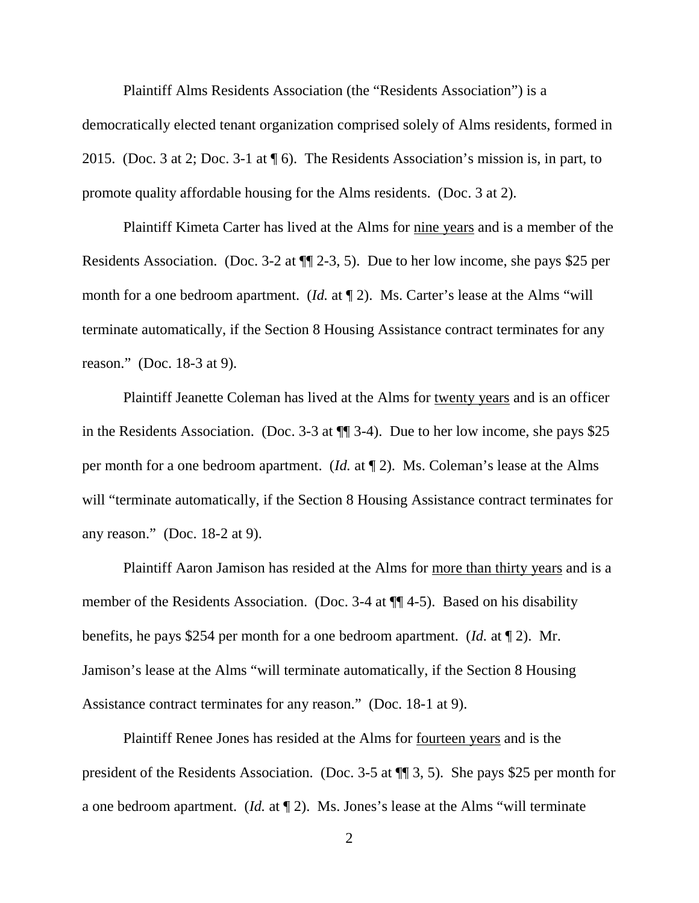Plaintiff Alms Residents Association (the "Residents Association") is a democratically elected tenant organization comprised solely of Alms residents, formed in 2015. (Doc. 3 at 2; Doc. 3-1 at ¶ 6). The Residents Association's mission is, in part, to promote quality affordable housing for the Alms residents. (Doc. 3 at 2).

Plaintiff Kimeta Carter has lived at the Alms for <u>nine years</u> and is a member of the Residents Association. (Doc. 3-2 at ¶¶ 2-3, 5). Due to her low income, she pays $25 per month for a one bedroom apartment. (*Id.* at ¶ 2). Ms. Carter's lease at the Alms "will terminate automatically, if the Section 8 Housing Assistance contract terminates for any reason." (Doc. 18-3 at 9).

Plaintiff Jeanette Coleman has lived at the Alms for <u>twenty years</u> and is an officer in the Residents Association. (Doc. 3-3 at ¶¶ 3-4). Due to her low income, she pays $25 per month for a one bedroom apartment. (*Id.* at ¶ 2). Ms. Coleman's lease at the Alms will "terminate automatically, if the Section 8 Housing Assistance contract terminates for any reason." (Doc. 18-2 at 9).

Plaintiff Aaron Jamison has resided at the Alms for <u>more than thirty years</u> and is a member of the Residents Association. (Doc. 3-4 at ¶¶ 4-5). Based on his disability benefits, he pays $254 per month for a one bedroom apartment. (*Id.* at ¶ 2). Mr. Jamison's lease at the Alms "will terminate automatically, if the Section 8 Housing Assistance contract terminates for any reason." (Doc. 18-1 at 9).

Plaintiff Renee Jones has resided at the Alms for <u>fourteen years</u> and is the president of the Residents Association. (Doc. 3-5 at ¶¶ 3, 5). She pays $25 per month for a one bedroom apartment. (*Id.* at ¶ 2). Ms. Jones's lease at the Alms "will terminate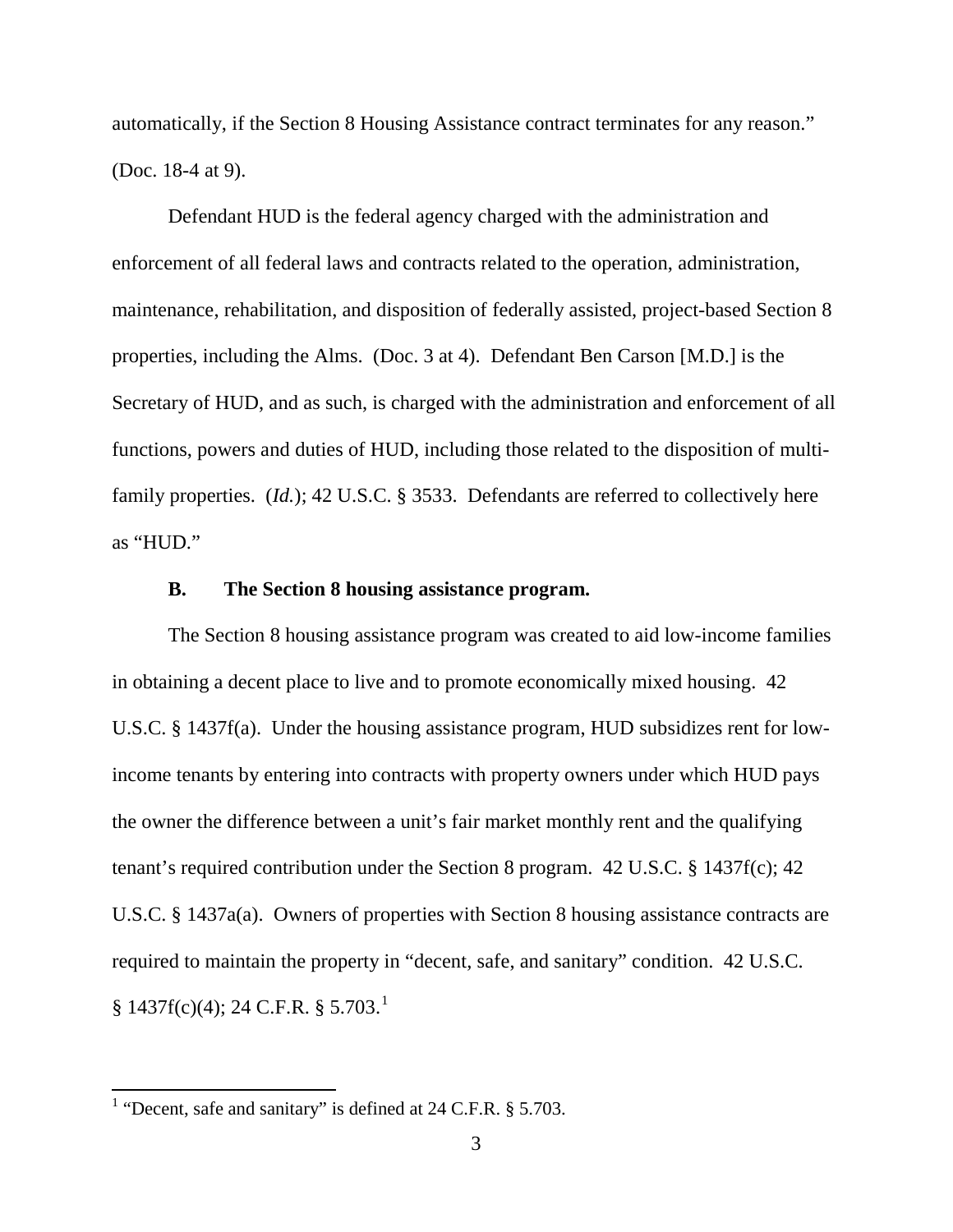automatically, if the Section 8 Housing Assistance contract terminates for any reason." (Doc. 18-4 at 9).

Defendant HUD is the federal agency charged with the administration and enforcement of all federal laws and contracts related to the operation, administration, maintenance, rehabilitation, and disposition of federally assisted, project-based Section 8 properties, including the Alms. (Doc. 3 at 4). Defendant Ben Carson [M.D.] is the Secretary of HUD, and as such, is charged with the administration and enforcement of all functions, powers and duties of HUD, including those related to the disposition of multi-family properties. (*Id.*); 42 U.S.C. § 3533. Defendants are referred to collectively here as "HUD."

### B. The Section 8 housing assistance program.

The Section 8 housing assistance program was created to aid low-income families in obtaining a decent place to live and to promote economically mixed housing. 42 U.S.C. § 1437f(a). Under the housing assistance program, HUD subsidizes rent for low-income tenants by entering into contracts with property owners under which HUD pays the owner the difference between a unit's fair market monthly rent and the qualifying tenant's required contribution under the Section 8 program. 42 U.S.C. § 1437f(c); 42 U.S.C. § 1437a(a). Owners of properties with Section 8 housing assistance contracts are required to maintain the property in "decent, safe, and sanitary" condition. 42 U.S.C. § 1437f(c)(4); 24 C.F.R. § 5.703.[1]

---

[1] "Decent, safe and sanitary" is defined at 24 C.F.R. § 5.703.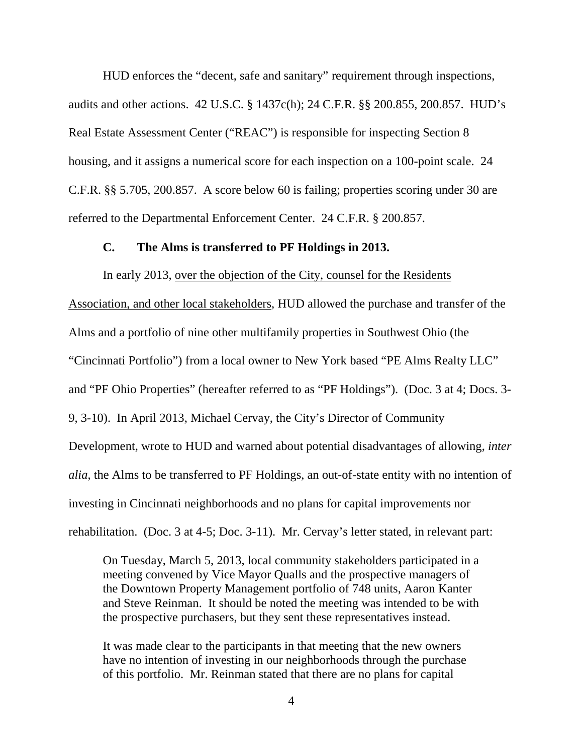HUD enforces the "decent, safe and sanitary" requirement through inspections, audits and other actions. 42 U.S.C. § 1437c(h); 24 C.F.R. §§ 200.855, 200.857. HUD's Real Estate Assessment Center ("REAC") is responsible for inspecting Section 8 housing, and it assigns a numerical score for each inspection on a 100-point scale. 24 C.F.R. §§ 5.705, 200.857. A score below 60 is failing; properties scoring under 30 are referred to the Departmental Enforcement Center. 24 C.F.R. § 200.857.

### C. The Alms is transferred to PF Holdings in 2013.

In early 2013, <u>over the objection of the City, counsel for the Residents Association, and other local stakeholders</u>, HUD allowed the purchase and transfer of the Alms and a portfolio of nine other multifamily properties in Southwest Ohio (the "Cincinnati Portfolio") from a local owner to New York based "PE Alms Realty LLC" and "PF Ohio Properties" (hereafter referred to as "PF Holdings"). (Doc. 3 at 4; Docs. 3-9, 3-10). In April 2013, Michael Cervay, the City's Director of Community Development, wrote to HUD and warned about potential disadvantages of allowing, *inter alia*, the Alms to be transferred to PF Holdings, an out-of-state entity with no intention of investing in Cincinnati neighborhoods and no plans for capital improvements nor rehabilitation. (Doc. 3 at 4-5; Doc. 3-11). Mr. Cervay's letter stated, in relevant part:

> On Tuesday, March 5, 2013, local community stakeholders participated in a meeting convened by Vice Mayor Qualls and the prospective managers of the Downtown Property Management portfolio of 748 units, Aaron Kanter and Steve Reinman. It should be noted the meeting was intended to be with the prospective purchasers, but they sent these representatives instead.
>
> It was made clear to the participants in that meeting that the new owners have no intention of investing in our neighborhoods through the purchase of this portfolio. Mr. Reinman stated that there are no plans for capital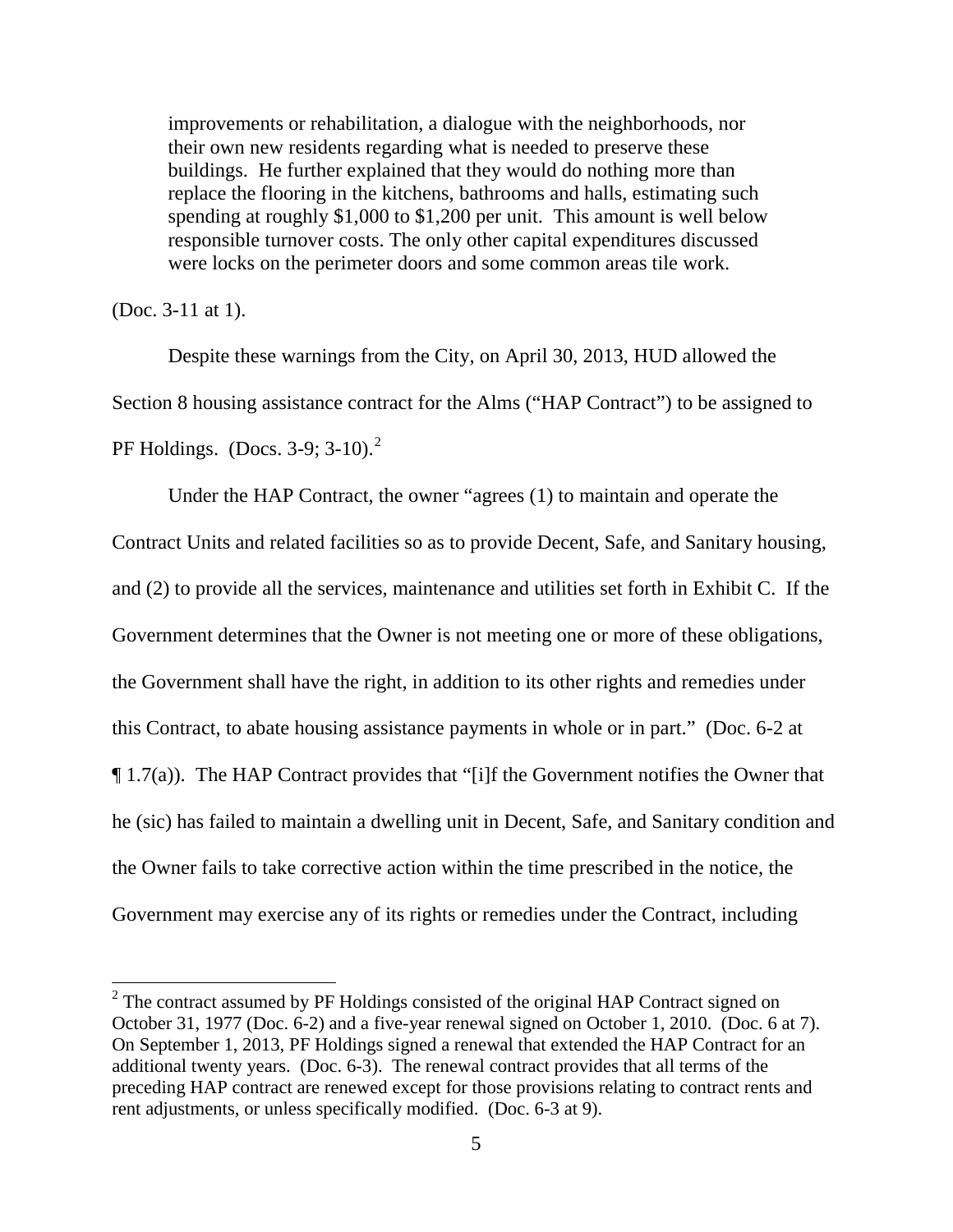> improvements or rehabilitation, a dialogue with the neighborhoods, nor their own new residents regarding what is needed to preserve these buildings. He further explained that they would do nothing more than replace the flooring in the kitchens, bathrooms and halls, estimating such spending at roughly $1,000 to $1,200 per unit. This amount is well below responsible turnover costs. The only other capital expenditures discussed were locks on the perimeter doors and some common areas tile work.

(Doc. 3-11 at 1).

Despite these warnings from the City, on April 30, 2013, HUD allowed the Section 8 housing assistance contract for the Alms ("HAP Contract") to be assigned to PF Holdings. (Docs. 3-9; 3-10).[2]

Under the HAP Contract, the owner "agrees (1) to maintain and operate the Contract Units and related facilities so as to provide Decent, Safe, and Sanitary housing, and (2) to provide all the services, maintenance and utilities set forth in Exhibit C. If the Government determines that the Owner is not meeting one or more of these obligations, the Government shall have the right, in addition to its other rights and remedies under this Contract, to abate housing assistance payments in whole or in part." (Doc. 6-2 at ¶ 1.7(a)). The HAP Contract provides that "[i]f the Government notifies the Owner that he (sic) has failed to maintain a dwelling unit in Decent, Safe, and Sanitary condition and the Owner fails to take corrective action within the time prescribed in the notice, the Government may exercise any of its rights or remedies under the Contract, including

[2] The contract assumed by PF Holdings consisted of the original HAP Contract signed on October 31, 1977 (Doc. 6-2) and a five-year renewal signed on October 1, 2010. (Doc. 6 at 7). On September 1, 2013, PF Holdings signed a renewal that extended the HAP Contract for an additional twenty years. (Doc. 6-3). The renewal contract provides that all terms of the preceding HAP contract are renewed except for those provisions relating to contract rents and rent adjustments, or unless specifically modified. (Doc. 6-3 at 9).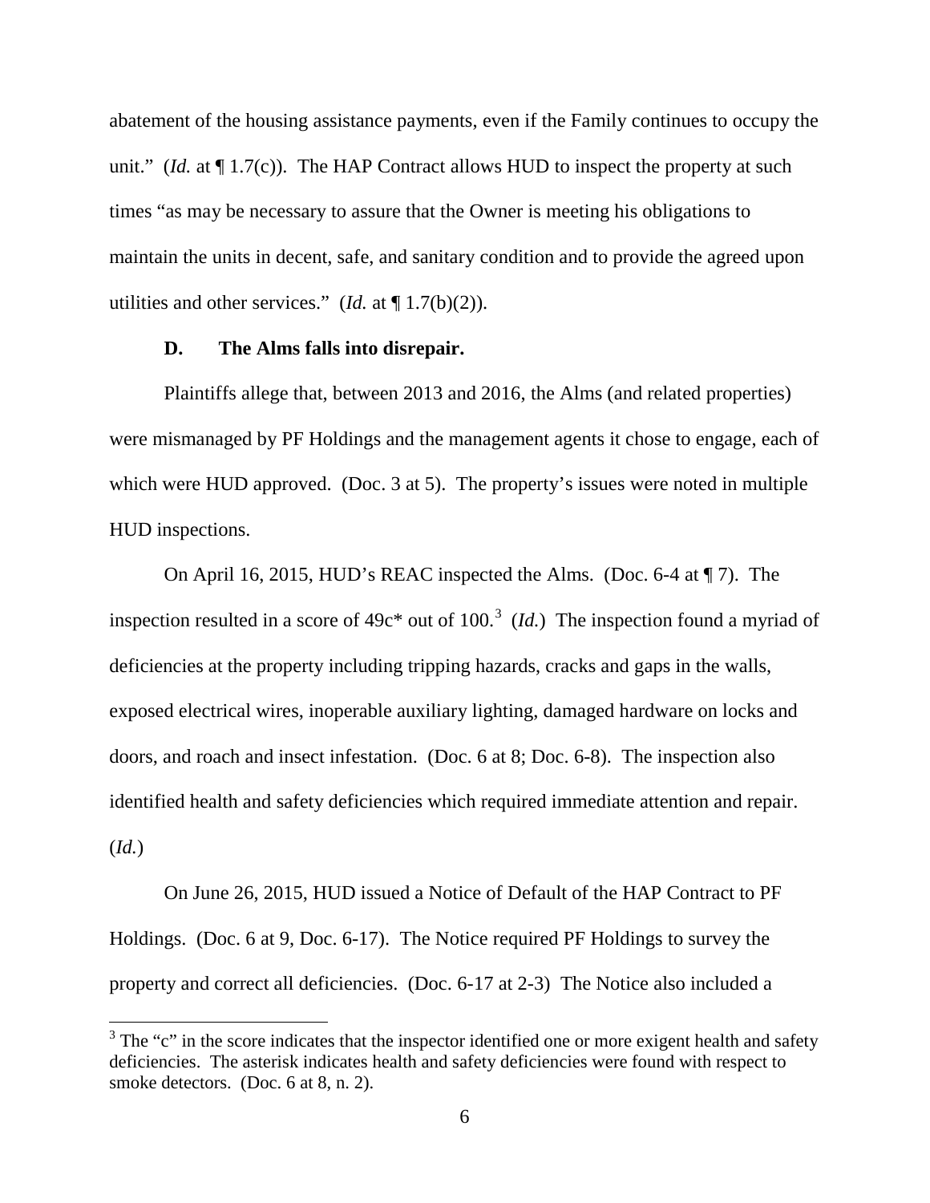abatement of the housing assistance payments, even if the Family continues to occupy the unit." (*Id.* at ¶ 1.7(c)). The HAP Contract allows HUD to inspect the property at such times "as may be necessary to assure that the Owner is meeting his obligations to maintain the units in decent, safe, and sanitary condition and to provide the agreed upon utilities and other services." (*Id.* at ¶ 1.7(b)(2)).

### D. The Alms falls into disrepair.

Plaintiffs allege that, between 2013 and 2016, the Alms (and related properties) were mismanaged by PF Holdings and the management agents it chose to engage, each of which were HUD approved. (Doc. 3 at 5). The property's issues were noted in multiple HUD inspections.

On April 16, 2015, HUD's REAC inspected the Alms. (Doc. 6-4 at ¶ 7). The inspection resulted in a score of 49c* out of 100.[3] (*Id.*) The inspection found a myriad of deficiencies at the property including tripping hazards, cracks and gaps in the walls, exposed electrical wires, inoperable auxiliary lighting, damaged hardware on locks and doors, and roach and insect infestation. (Doc. 6 at 8; Doc. 6-8). The inspection also identified health and safety deficiencies which required immediate attention and repair. (*Id.*)

On June 26, 2015, HUD issued a Notice of Default of the HAP Contract to PF Holdings. (Doc. 6 at 9, Doc. 6-17). The Notice required PF Holdings to survey the property and correct all deficiencies. (Doc. 6-17 at 2-3) The Notice also included a

---

[3] The "c" in the score indicates that the inspector identified one or more exigent health and safety deficiencies. The asterisk indicates health and safety deficiencies were found with respect to smoke detectors. (Doc. 6 at 8, n. 2).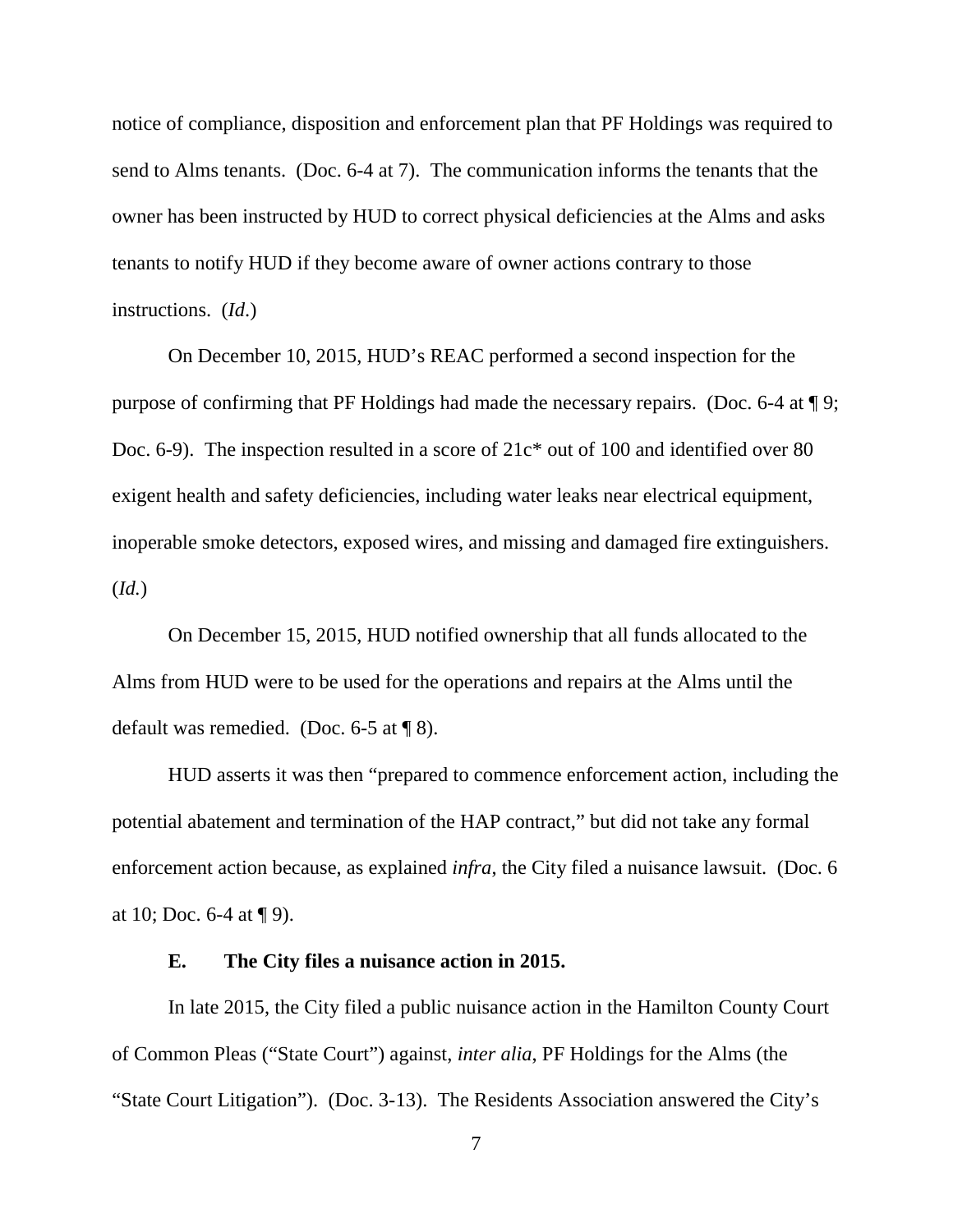notice of compliance, disposition and enforcement plan that PF Holdings was required to send to Alms tenants. (Doc. 6-4 at 7). The communication informs the tenants that the owner has been instructed by HUD to correct physical deficiencies at the Alms and asks tenants to notify HUD if they become aware of owner actions contrary to those instructions. (*Id*.)

On December 10, 2015, HUD's REAC performed a second inspection for the purpose of confirming that PF Holdings had made the necessary repairs. (Doc. 6-4 at ¶ 9; Doc. 6-9). The inspection resulted in a score of 21c* out of 100 and identified over 80 exigent health and safety deficiencies, including water leaks near electrical equipment, inoperable smoke detectors, exposed wires, and missing and damaged fire extinguishers. (*Id.*)

On December 15, 2015, HUD notified ownership that all funds allocated to the Alms from HUD were to be used for the operations and repairs at the Alms until the default was remedied. (Doc. 6-5 at ¶ 8).

HUD asserts it was then "prepared to commence enforcement action, including the potential abatement and termination of the HAP contract," but did not take any formal enforcement action because, as explained *infra*, the City filed a nuisance lawsuit. (Doc. 6 at 10; Doc. 6-4 at ¶ 9).

### E. The City files a nuisance action in 2015.

In late 2015, the City filed a public nuisance action in the Hamilton County Court of Common Pleas ("State Court") against, *inter alia*, PF Holdings for the Alms (the "State Court Litigation"). (Doc. 3-13). The Residents Association answered the City's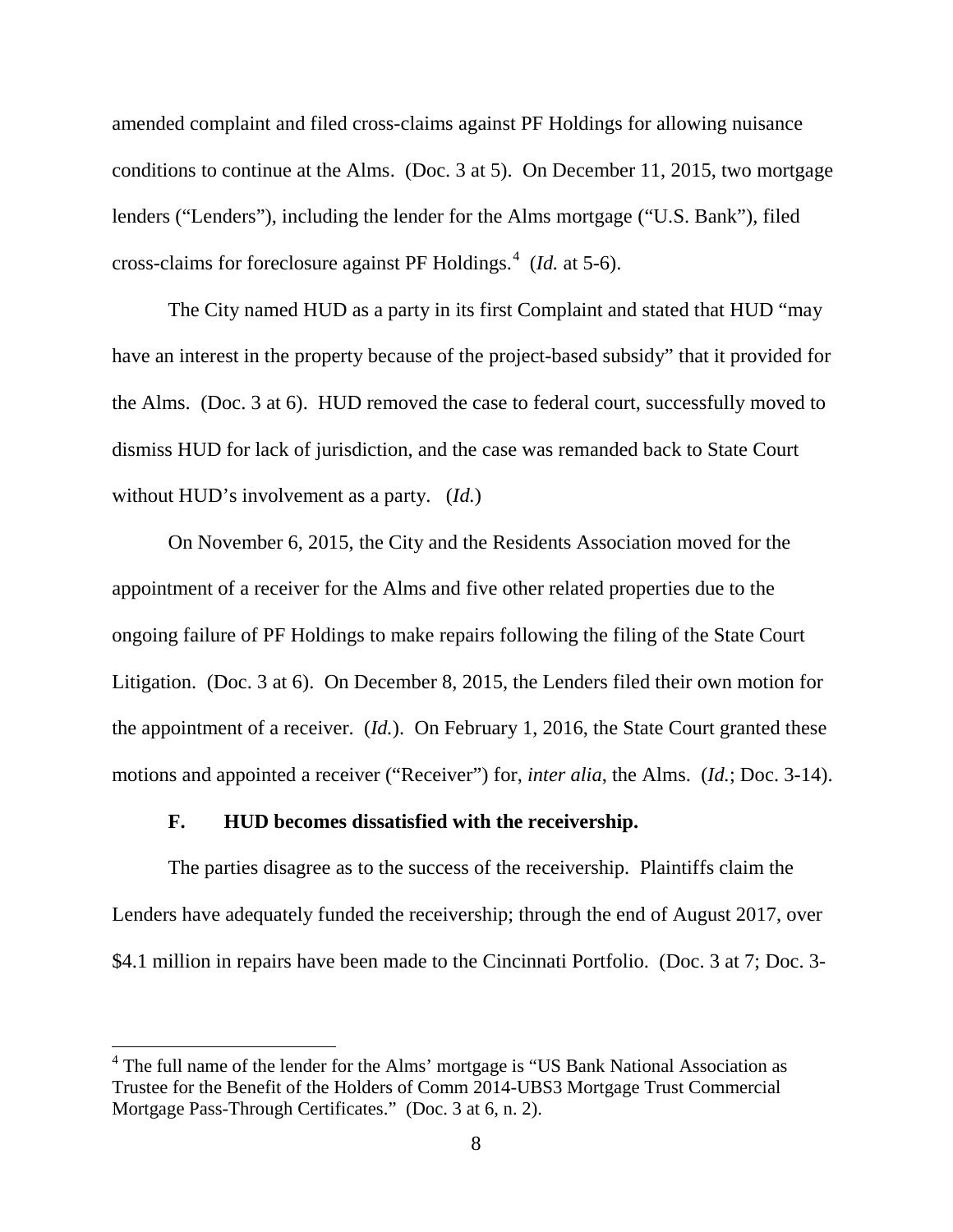amended complaint and filed cross-claims against PF Holdings for allowing nuisance conditions to continue at the Alms. (Doc. 3 at 5). On December 11, 2015, two mortgage lenders ("Lenders"), including the lender for the Alms mortgage ("U.S. Bank"), filed cross-claims for foreclosure against PF Holdings.[4] (*Id.* at 5-6).

The City named HUD as a party in its first Complaint and stated that HUD "may have an interest in the property because of the project-based subsidy" that it provided for the Alms. (Doc. 3 at 6). HUD removed the case to federal court, successfully moved to dismiss HUD for lack of jurisdiction, and the case was remanded back to State Court without HUD's involvement as a party. (*Id.*)

On November 6, 2015, the City and the Residents Association moved for the appointment of a receiver for the Alms and five other related properties due to the ongoing failure of PF Holdings to make repairs following the filing of the State Court Litigation. (Doc. 3 at 6). On December 8, 2015, the Lenders filed their own motion for the appointment of a receiver. (*Id.*). On February 1, 2016, the State Court granted these motions and appointed a receiver ("Receiver") for, *inter alia*, the Alms. (*Id.*; Doc. 3-14).

### F. HUD becomes dissatisfied with the receivership.

The parties disagree as to the success of the receivership. Plaintiffs claim the Lenders have adequately funded the receivership; through the end of August 2017, over $4.1 million in repairs have been made to the Cincinnati Portfolio. (Doc. 3 at 7; Doc. 3-

[4] The full name of the lender for the Alms' mortgage is "US Bank National Association as Trustee for the Benefit of the Holders of Comm 2014-UBS3 Mortgage Trust Commercial Mortgage Pass-Through Certificates." (Doc. 3 at 6, n. 2).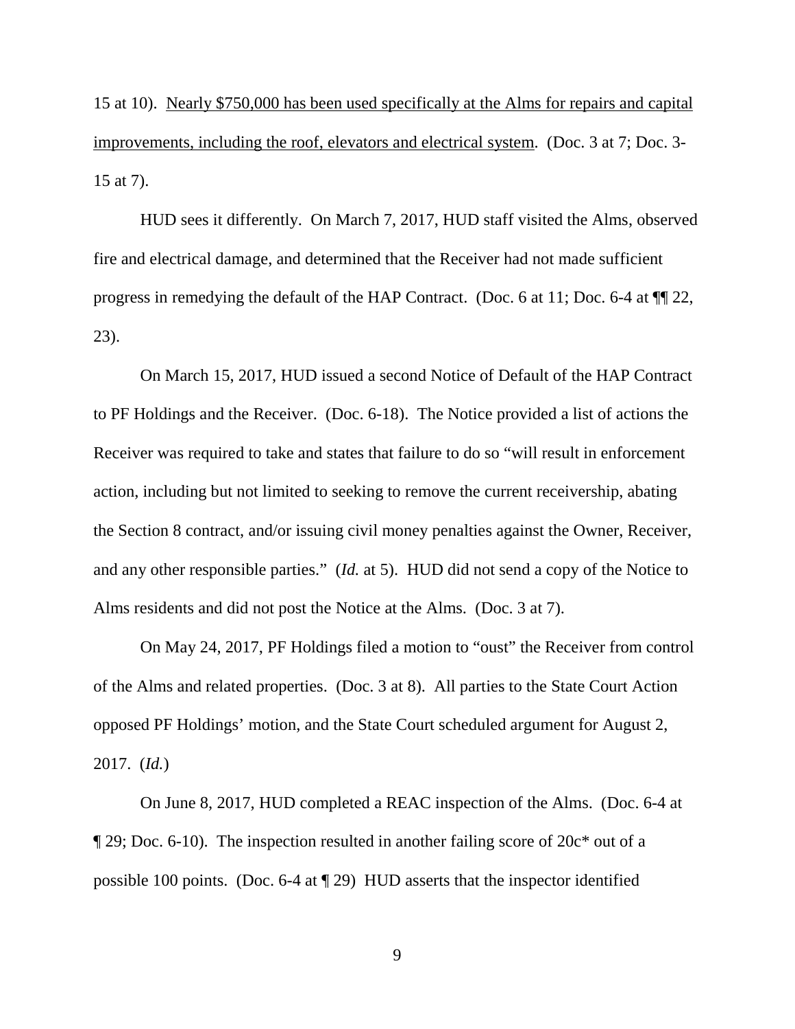15 at 10). <u>Nearly $750,000 has been used specifically at the Alms for repairs and capital improvements, including the roof, elevators and electrical system</u>. (Doc. 3 at 7; Doc. 3-15 at 7).

HUD sees it differently. On March 7, 2017, HUD staff visited the Alms, observed fire and electrical damage, and determined that the Receiver had not made sufficient progress in remedying the default of the HAP Contract. (Doc. 6 at 11; Doc. 6-4 at ¶¶ 22, 23).

On March 15, 2017, HUD issued a second Notice of Default of the HAP Contract to PF Holdings and the Receiver. (Doc. 6-18). The Notice provided a list of actions the Receiver was required to take and states that failure to do so "will result in enforcement action, including but not limited to seeking to remove the current receivership, abating the Section 8 contract, and/or issuing civil money penalties against the Owner, Receiver, and any other responsible parties." (*Id.* at 5). HUD did not send a copy of the Notice to Alms residents and did not post the Notice at the Alms. (Doc. 3 at 7).

On May 24, 2017, PF Holdings filed a motion to "oust" the Receiver from control of the Alms and related properties. (Doc. 3 at 8). All parties to the State Court Action opposed PF Holdings' motion, and the State Court scheduled argument for August 2, 2017. (*Id.*)

On June 8, 2017, HUD completed a REAC inspection of the Alms. (Doc. 6-4 at ¶ 29; Doc. 6-10). The inspection resulted in another failing score of 20c* out of a possible 100 points. (Doc. 6-4 at ¶ 29) HUD asserts that the inspector identified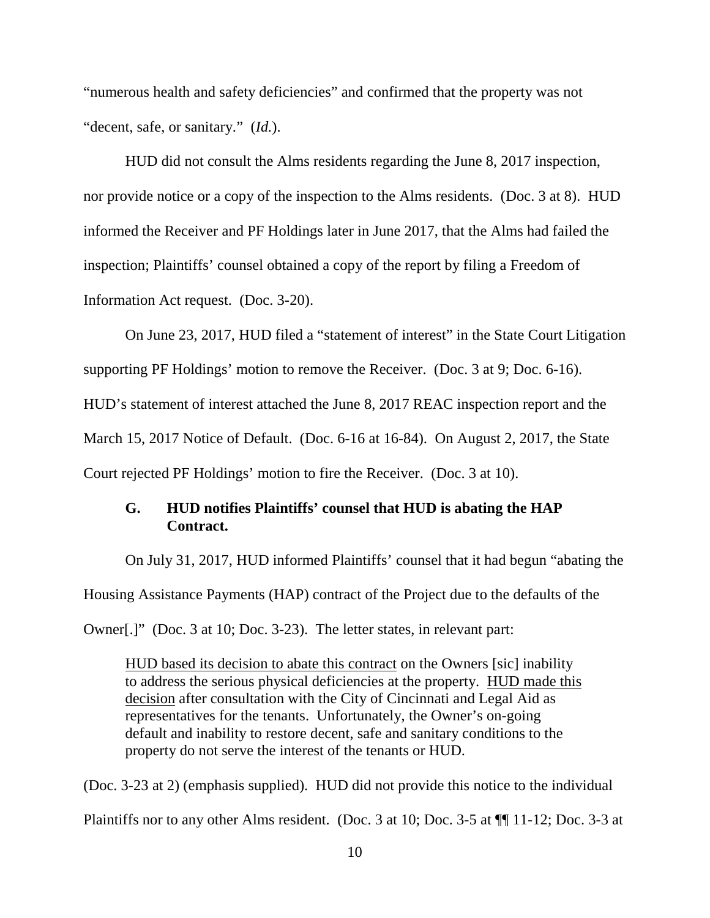"numerous health and safety deficiencies" and confirmed that the property was not "decent, safe, or sanitary." (*Id.*).

HUD did not consult the Alms residents regarding the June 8, 2017 inspection, nor provide notice or a copy of the inspection to the Alms residents. (Doc. 3 at 8). HUD informed the Receiver and PF Holdings later in June 2017, that the Alms had failed the inspection; Plaintiffs' counsel obtained a copy of the report by filing a Freedom of Information Act request. (Doc. 3-20).

On June 23, 2017, HUD filed a "statement of interest" in the State Court Litigation supporting PF Holdings' motion to remove the Receiver. (Doc. 3 at 9; Doc. 6-16). HUD's statement of interest attached the June 8, 2017 REAC inspection report and the March 15, 2017 Notice of Default. (Doc. 6-16 at 16-84). On August 2, 2017, the State Court rejected PF Holdings' motion to fire the Receiver. (Doc. 3 at 10).

### G. HUD notifies Plaintiffs' counsel that HUD is abating the HAP Contract.

On July 31, 2017, HUD informed Plaintiffs' counsel that it had begun "abating the Housing Assistance Payments (HAP) contract of the Project due to the defaults of the Owner[.]" (Doc. 3 at 10; Doc. 3-23). The letter states, in relevant part:

> <u>HUD based its decision to abate this contract</u> on the Owners [sic] inability to address the serious physical deficiencies at the property. <u>HUD made this decision</u> after consultation with the City of Cincinnati and Legal Aid as representatives for the tenants. Unfortunately, the Owner's on-going default and inability to restore decent, safe and sanitary conditions to the property do not serve the interest of the tenants or HUD.

(Doc. 3-23 at 2) (emphasis supplied). HUD did not provide this notice to the individual Plaintiffs nor to any other Alms resident. (Doc. 3 at 10; Doc. 3-5 at ¶¶ 11-12; Doc. 3-3 at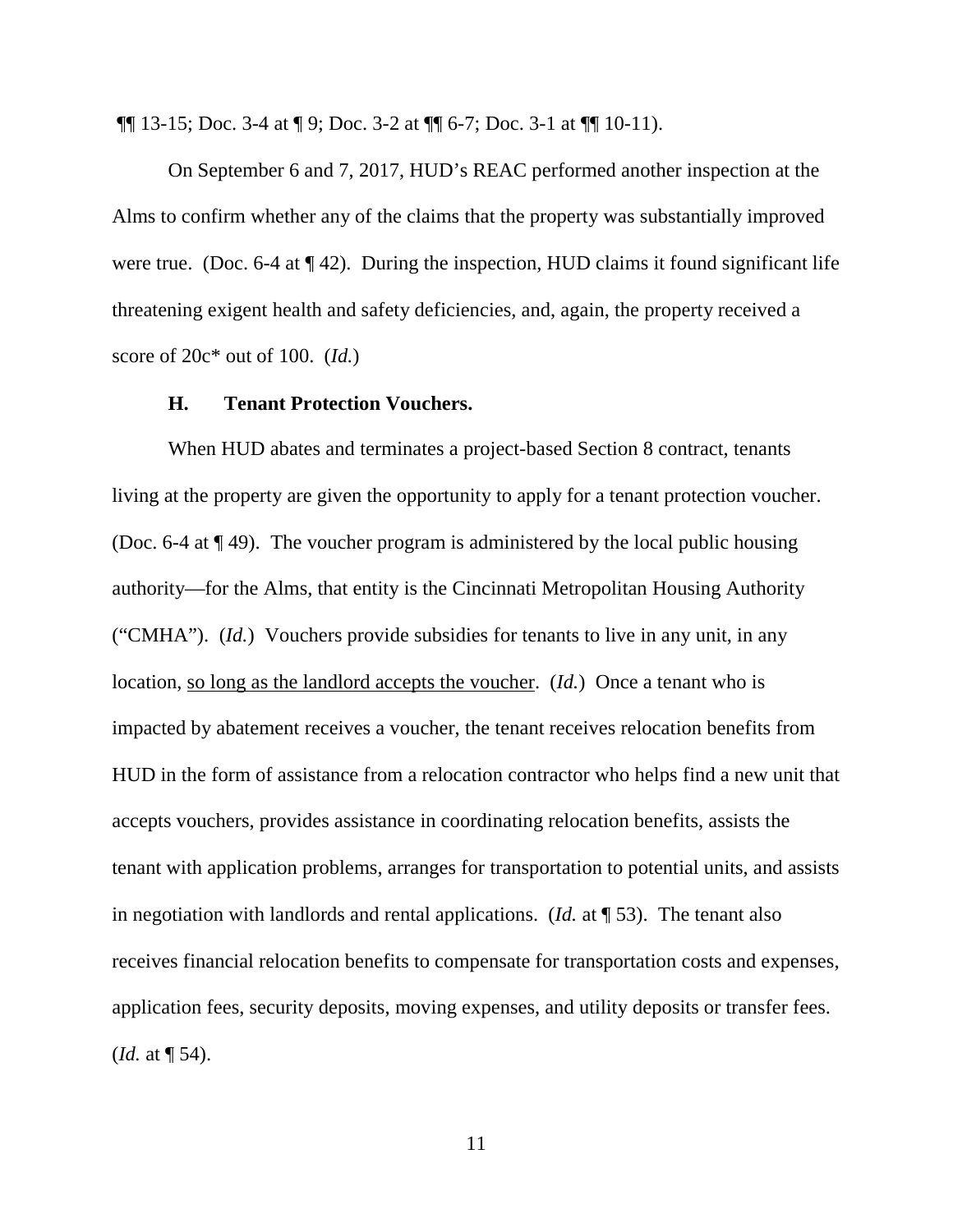¶¶ 13-15; Doc. 3-4 at ¶ 9; Doc. 3-2 at ¶¶ 6-7; Doc. 3-1 at ¶¶ 10-11).

On September 6 and 7, 2017, HUD's REAC performed another inspection at the Alms to confirm whether any of the claims that the property was substantially improved were true. (Doc. 6-4 at ¶ 42). During the inspection, HUD claims it found significant life threatening exigent health and safety deficiencies, and, again, the property received a score of 20c* out of 100. (*Id.*)

### H. Tenant Protection Vouchers.

When HUD abates and terminates a project-based Section 8 contract, tenants living at the property are given the opportunity to apply for a tenant protection voucher. (Doc. 6-4 at ¶ 49). The voucher program is administered by the local public housing authority—for the Alms, that entity is the Cincinnati Metropolitan Housing Authority ("CMHA"). (*Id.*) Vouchers provide subsidies for tenants to live in any unit, in any location, <u>so long as the landlord accepts the voucher</u>. (*Id.*) Once a tenant who is impacted by abatement receives a voucher, the tenant receives relocation benefits from HUD in the form of assistance from a relocation contractor who helps find a new unit that accepts vouchers, provides assistance in coordinating relocation benefits, assists the tenant with application problems, arranges for transportation to potential units, and assists in negotiation with landlords and rental applications. (*Id.* at ¶ 53). The tenant also receives financial relocation benefits to compensate for transportation costs and expenses, application fees, security deposits, moving expenses, and utility deposits or transfer fees. (*Id.* at ¶ 54).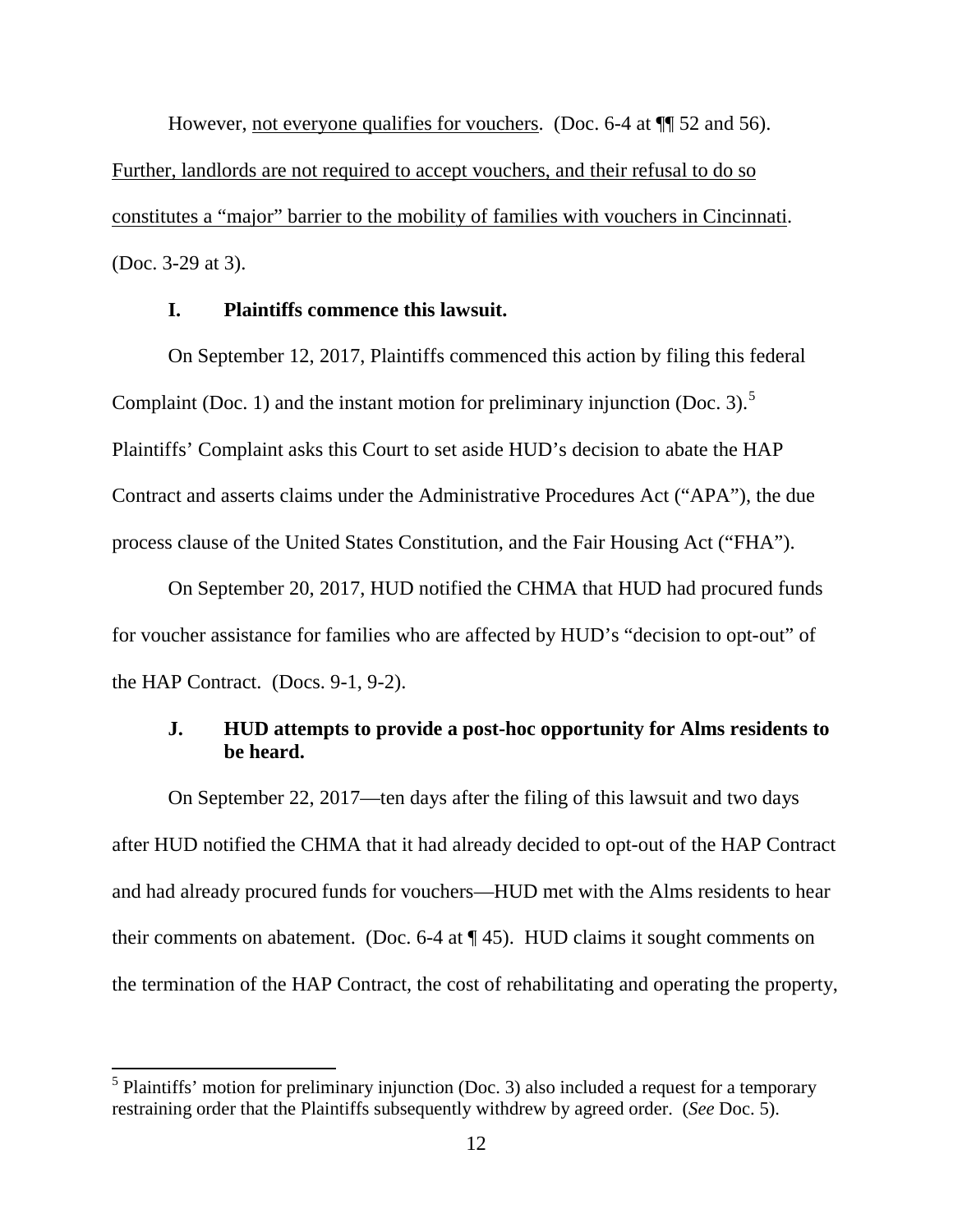However, <u>not everyone qualifies for vouchers</u>. (Doc. 6-4 at ¶¶ 52 and 56). <u>Further, landlords are not required to accept vouchers, and their refusal to do so constitutes a "major" barrier to the mobility of families with vouchers in Cincinnati</u>. (Doc. 3-29 at 3).

### I. Plaintiffs commence this lawsuit.

On September 12, 2017, Plaintiffs commenced this action by filing this federal Complaint (Doc. 1) and the instant motion for preliminary injunction (Doc. 3).[5] Plaintiffs' Complaint asks this Court to set aside HUD's decision to abate the HAP Contract and asserts claims under the Administrative Procedures Act ("APA"), the due process clause of the United States Constitution, and the Fair Housing Act ("FHA").

On September 20, 2017, HUD notified the CHMA that HUD had procured funds for voucher assistance for families who are affected by HUD's "decision to opt-out" of the HAP Contract. (Docs. 9-1, 9-2).

### J. HUD attempts to provide a post-hoc opportunity for Alms residents to be heard.

On September 22, 2017—ten days after the filing of this lawsuit and two days after HUD notified the CHMA that it had already decided to opt-out of the HAP Contract and had already procured funds for vouchers—HUD met with the Alms residents to hear their comments on abatement. (Doc. 6-4 at ¶ 45). HUD claims it sought comments on the termination of the HAP Contract, the cost of rehabilitating and operating the property,

[5] Plaintiffs' motion for preliminary injunction (Doc. 3) also included a request for a temporary restraining order that the Plaintiffs subsequently withdrew by agreed order. (*See* Doc. 5).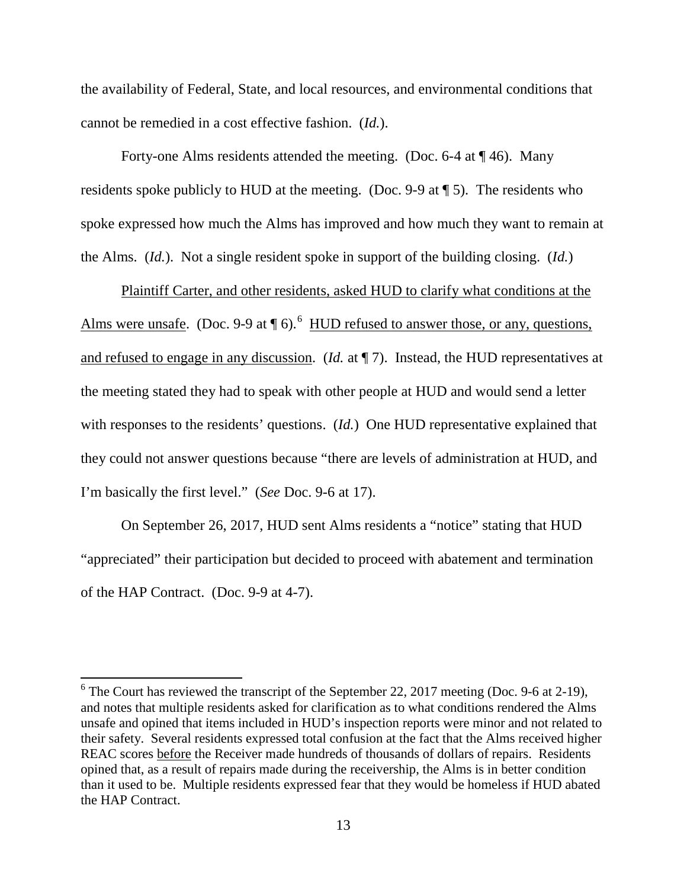the availability of Federal, State, and local resources, and environmental conditions that cannot be remedied in a cost effective fashion. (*Id.*).

Forty-one Alms residents attended the meeting. (Doc. 6-4 at ¶ 46). Many residents spoke publicly to HUD at the meeting. (Doc. 9-9 at ¶ 5). The residents who spoke expressed how much the Alms has improved and how much they want to remain at the Alms. (*Id.*). Not a single resident spoke in support of the building closing. (*Id.*)

<u>Plaintiff Carter, and other residents, asked HUD to clarify what conditions at the Alms were unsafe</u>. (Doc. 9-9 at ¶ 6).[6] <u>HUD refused to answer those, or any, questions, and refused to engage in any discussion</u>. (*Id.* at ¶ 7). Instead, the HUD representatives at the meeting stated they had to speak with other people at HUD and would send a letter with responses to the residents' questions. (*Id.*) One HUD representative explained that they could not answer questions because "there are levels of administration at HUD, and I'm basically the first level." (*See* Doc. 9-6 at 17).

On September 26, 2017, HUD sent Alms residents a "notice" stating that HUD "appreciated" their participation but decided to proceed with abatement and termination of the HAP Contract. (Doc. 9-9 at 4-7).

---

[6] The Court has reviewed the transcript of the September 22, 2017 meeting (Doc. 9-6 at 2-19), and notes that multiple residents asked for clarification as to what conditions rendered the Alms unsafe and opined that items included in HUD's inspection reports were minor and not related to their safety. Several residents expressed total confusion at the fact that the Alms received higher REAC scores <u>before</u> the Receiver made hundreds of thousands of dollars of repairs. Residents opined that, as a result of repairs made during the receivership, the Alms is in better condition than it used to be. Multiple residents expressed fear that they would be homeless if HUD abated the HAP Contract.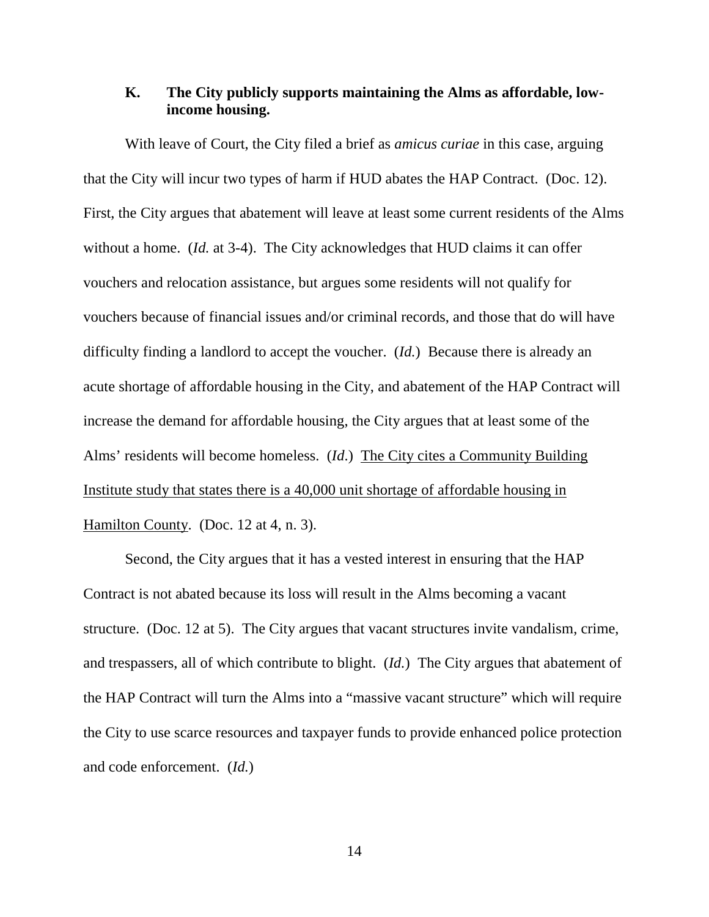### K. The City publicly supports maintaining the Alms as affordable, low-income housing.

With leave of Court, the City filed a brief as *amicus curiae* in this case, arguing that the City will incur two types of harm if HUD abates the HAP Contract. (Doc. 12). First, the City argues that abatement will leave at least some current residents of the Alms without a home. (*Id.* at 3-4). The City acknowledges that HUD claims it can offer vouchers and relocation assistance, but argues some residents will not qualify for vouchers because of financial issues and/or criminal records, and those that do will have difficulty finding a landlord to accept the voucher. (*Id.*) Because there is already an acute shortage of affordable housing in the City, and abatement of the HAP Contract will increase the demand for affordable housing, the City argues that at least some of the Alms' residents will become homeless. (*Id.*) <u>The City cites a Community Building Institute study that states there is a 40,000 unit shortage of affordable housing in Hamilton County</u>. (Doc. 12 at 4, n. 3).

Second, the City argues that it has a vested interest in ensuring that the HAP Contract is not abated because its loss will result in the Alms becoming a vacant structure. (Doc. 12 at 5). The City argues that vacant structures invite vandalism, crime, and trespassers, all of which contribute to blight. (*Id.*) The City argues that abatement of the HAP Contract will turn the Alms into a "massive vacant structure" which will require the City to use scarce resources and taxpayer funds to provide enhanced police protection and code enforcement. (*Id.*)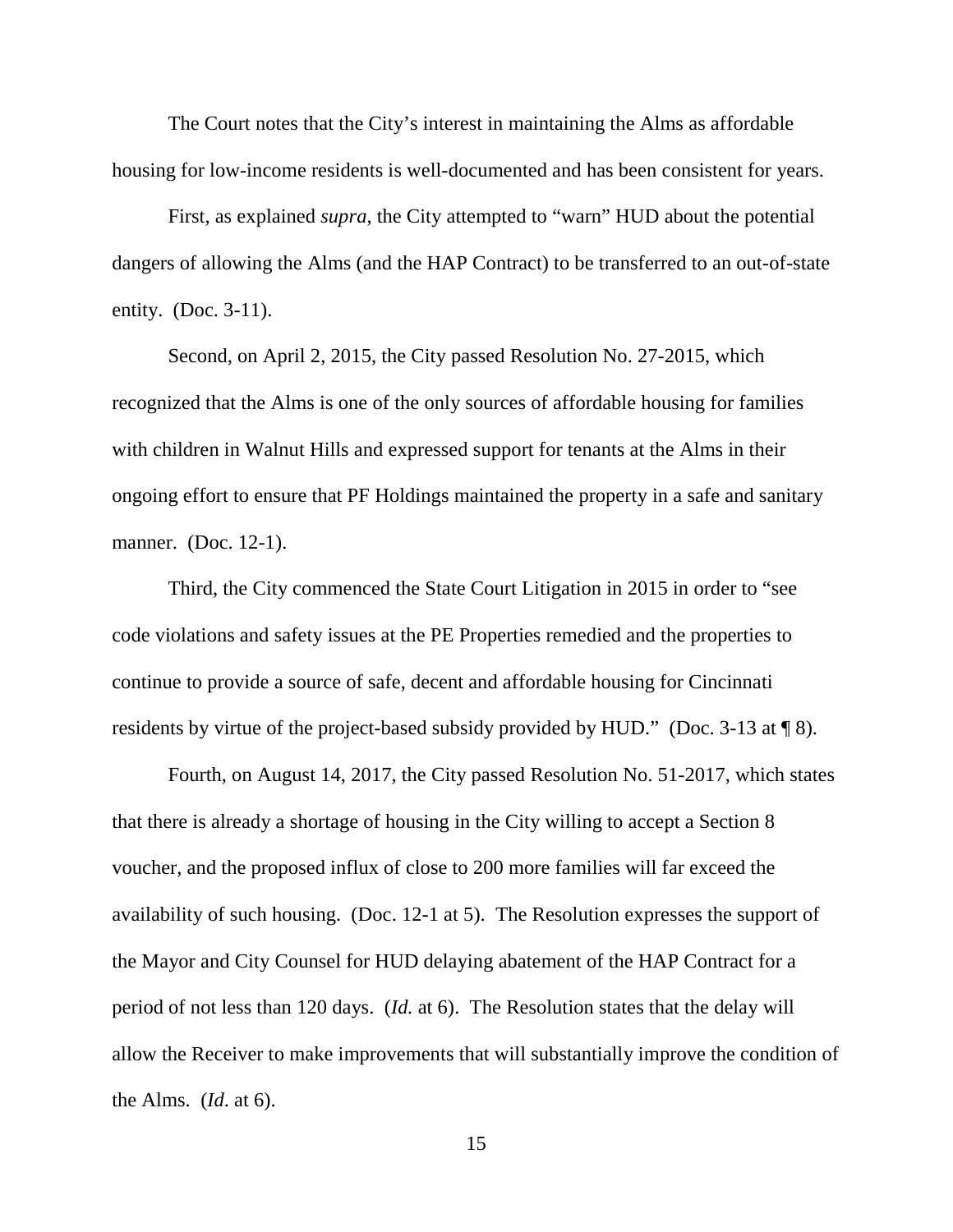The Court notes that the City's interest in maintaining the Alms as affordable housing for low-income residents is well-documented and has been consistent for years.

First, as explained *supra*, the City attempted to "warn" HUD about the potential dangers of allowing the Alms (and the HAP Contract) to be transferred to an out-of-state entity. (Doc. 3-11).

Second, on April 2, 2015, the City passed Resolution No. 27-2015, which recognized that the Alms is one of the only sources of affordable housing for families with children in Walnut Hills and expressed support for tenants at the Alms in their ongoing effort to ensure that PF Holdings maintained the property in a safe and sanitary manner. (Doc. 12-1).

Third, the City commenced the State Court Litigation in 2015 in order to "see code violations and safety issues at the PE Properties remedied and the properties to continue to provide a source of safe, decent and affordable housing for Cincinnati residents by virtue of the project-based subsidy provided by HUD." (Doc. 3-13 at ¶ 8).

Fourth, on August 14, 2017, the City passed Resolution No. 51-2017, which states that there is already a shortage of housing in the City willing to accept a Section 8 voucher, and the proposed influx of close to 200 more families will far exceed the availability of such housing. (Doc. 12-1 at 5). The Resolution expresses the support of the Mayor and City Counsel for HUD delaying abatement of the HAP Contract for a period of not less than 120 days. (*Id.* at 6). The Resolution states that the delay will allow the Receiver to make improvements that will substantially improve the condition of the Alms. (*Id*. at 6).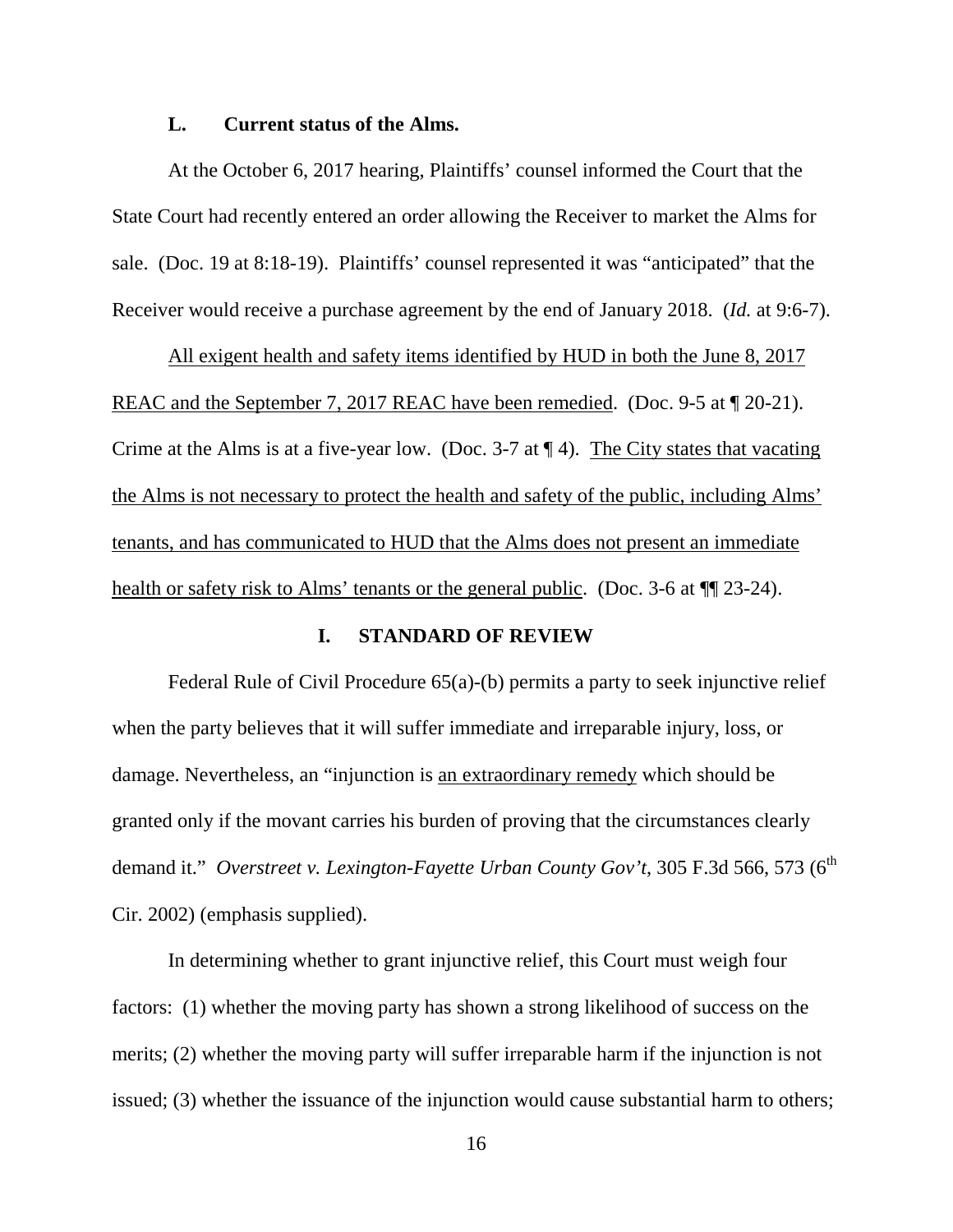### L. Current status of the Alms.

At the October 6, 2017 hearing, Plaintiffs' counsel informed the Court that the State Court had recently entered an order allowing the Receiver to market the Alms for sale. (Doc. 19 at 8:18-19). Plaintiffs' counsel represented it was "anticipated" that the Receiver would receive a purchase agreement by the end of January 2018. (*Id.* at 9:6-7).

<u>All exigent health and safety items identified by HUD in both the June 8, 2017 REAC and the September 7, 2017 REAC have been remedied</u>. (Doc. 9-5 at ¶ 20-21). Crime at the Alms is at a five-year low. (Doc. 3-7 at ¶ 4). <u>The City states that vacating the Alms is not necessary to protect the health and safety of the public, including Alms' tenants, and has communicated to HUD that the Alms does not present an immediate health or safety risk to Alms' tenants or the general public</u>. (Doc. 3-6 at ¶¶ 23-24).

## I. STANDARD OF REVIEW

Federal Rule of Civil Procedure 65(a)-(b) permits a party to seek injunctive relief when the party believes that it will suffer immediate and irreparable injury, loss, or damage. Nevertheless, an "injunction is <u>an extraordinary remedy</u> which should be granted only if the movant carries his burden of proving that the circumstances clearly demand it." *Overstreet v. Lexington-Fayette Urban County Gov't*, 305 F.3d 566, 573 (6th Cir. 2002) (emphasis supplied).

In determining whether to grant injunctive relief, this Court must weigh four factors: (1) whether the moving party has shown a strong likelihood of success on the merits; (2) whether the moving party will suffer irreparable harm if the injunction is not issued; (3) whether the issuance of the injunction would cause substantial harm to others;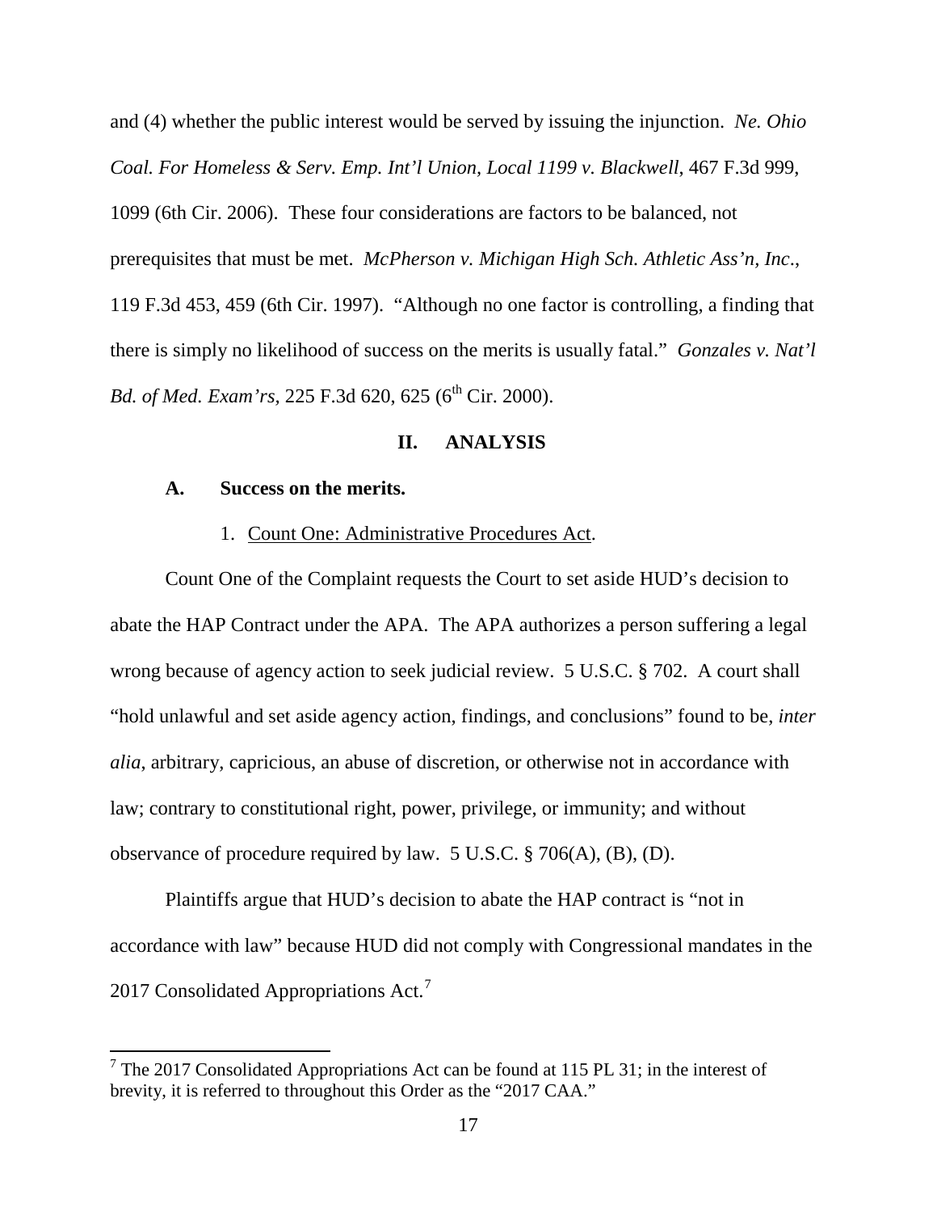and (4) whether the public interest would be served by issuing the injunction. *Ne. Ohio Coal. For Homeless & Serv. Emp. Int'l Union, Local 1199 v. Blackwell*, 467 F.3d 999, 1099 (6th Cir. 2006). These four considerations are factors to be balanced, not prerequisites that must be met. *McPherson v. Michigan High Sch. Athletic Ass'n, Inc*., 119 F.3d 453, 459 (6th Cir. 1997). "Although no one factor is controlling, a finding that there is simply no likelihood of success on the merits is usually fatal." *Gonzales v. Nat'l Bd. of Med. Exam'rs*, 225 F.3d 620, 625 (6th Cir. 2000).

## II. ANALYSIS

### A. Success on the merits.

#### 1. Count One: Administrative Procedures Act.

Count One of the Complaint requests the Court to set aside HUD's decision to abate the HAP Contract under the APA. The APA authorizes a person suffering a legal wrong because of agency action to seek judicial review. 5 U.S.C. § 702. A court shall "hold unlawful and set aside agency action, findings, and conclusions" found to be, *inter alia*, arbitrary, capricious, an abuse of discretion, or otherwise not in accordance with law; contrary to constitutional right, power, privilege, or immunity; and without observance of procedure required by law. 5 U.S.C. § 706(A), (B), (D).

Plaintiffs argue that HUD's decision to abate the HAP contract is "not in accordance with law" because HUD did not comply with Congressional mandates in the 2017 Consolidated Appropriations Act.[7]

[7] The 2017 Consolidated Appropriations Act can be found at 115 PL 31; in the interest of brevity, it is referred to throughout this Order as the "2017 CAA."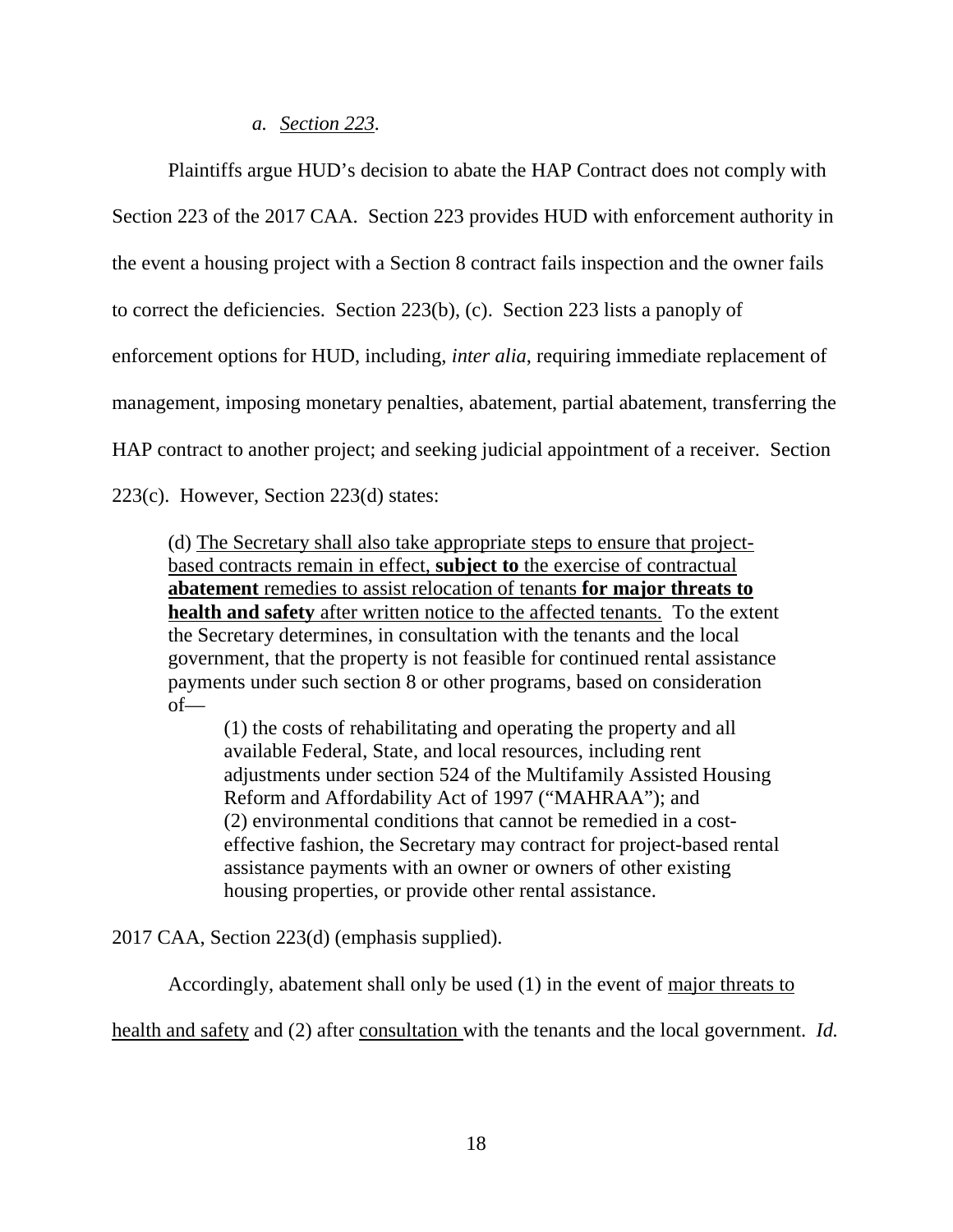*a. Section 223.*

Plaintiffs argue HUD's decision to abate the HAP Contract does not comply with Section 223 of the 2017 CAA. Section 223 provides HUD with enforcement authority in the event a housing project with a Section 8 contract fails inspection and the owner fails to correct the deficiencies. Section 223(b), (c). Section 223 lists a panoply of enforcement options for HUD, including, *inter alia*, requiring immediate replacement of management, imposing monetary penalties, abatement, partial abatement, transferring the HAP contract to another project; and seeking judicial appointment of a receiver. Section 223(c). However, Section 223(d) states:

> (d) <u>The Secretary shall also take appropriate steps to ensure that project-based contracts remain in effect, **subject to** the exercise of contractual **abatement** remedies to assist relocation of tenants **for major threats to health and safety** after written notice to the affected tenants.</u> To the extent the Secretary determines, in consultation with the tenants and the local government, that the property is not feasible for continued rental assistance payments under such section 8 or other programs, based on consideration of—
>
> (1) the costs of rehabilitating and operating the property and all available Federal, State, and local resources, including rent adjustments under section 524 of the Multifamily Assisted Housing Reform and Affordability Act of 1997 ("MAHRAA"); and
> (2) environmental conditions that cannot be remedied in a cost-effective fashion, the Secretary may contract for project-based rental assistance payments with an owner or owners of other existing housing properties, or provide other rental assistance.

2017 CAA, Section 223(d) (emphasis supplied).

Accordingly, abatement shall only be used (1) in the event of <u>major threats to health and safety</u> and (2) after <u>consultation</u> with the tenants and the local government. *Id.*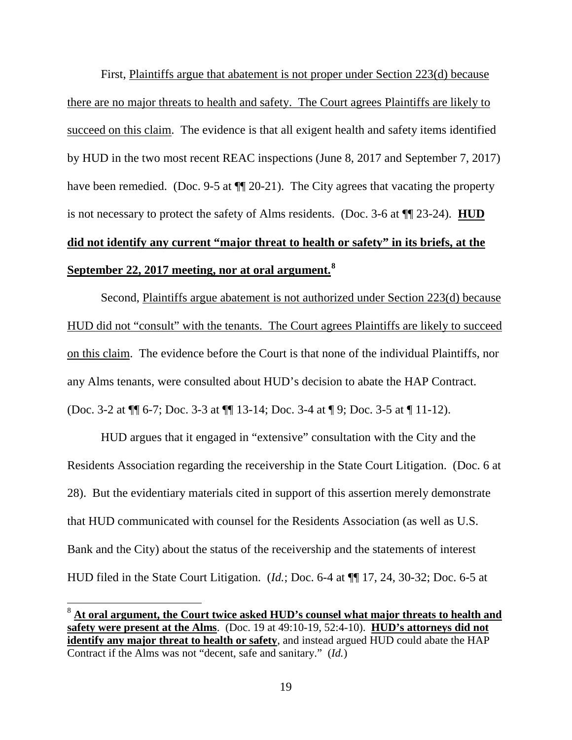First, Plaintiffs argue that abatement is not proper under Section 223(d) because there are no major threats to health and safety. The Court agrees Plaintiffs are likely to succeed on this claim. The evidence is that all exigent health and safety items identified by HUD in the two most recent REAC inspections (June 8, 2017 and September 7, 2017) have been remedied. (Doc. 9-5 at ¶¶ 20-21). The City agrees that vacating the property is not necessary to protect the safety of Alms residents. (Doc. 3-6 at ¶¶ 23-24). **HUD did not identify any current "major threat to health or safety" in its briefs, at the September 22, 2017 meeting, nor at oral argument.**[8]

Second, Plaintiffs argue abatement is not authorized under Section 223(d) because HUD did not "consult" with the tenants. The Court agrees Plaintiffs are likely to succeed on this claim. The evidence before the Court is that none of the individual Plaintiffs, nor any Alms tenants, were consulted about HUD's decision to abate the HAP Contract. (Doc. 3-2 at ¶¶ 6-7; Doc. 3-3 at ¶¶ 13-14; Doc. 3-4 at ¶ 9; Doc. 3-5 at ¶ 11-12).

HUD argues that it engaged in "extensive" consultation with the City and the Residents Association regarding the receivership in the State Court Litigation. (Doc. 6 at 28). But the evidentiary materials cited in support of this assertion merely demonstrate that HUD communicated with counsel for the Residents Association (as well as U.S. Bank and the City) about the status of the receivership and the statements of interest HUD filed in the State Court Litigation. (*Id.*; Doc. 6-4 at ¶¶ 17, 24, 30-32; Doc. 6-5 at

---

[8] **At oral argument, the Court twice asked HUD's counsel what major threats to health and safety were present at the Alms**. (Doc. 19 at 49:10-19, 52:4-10). **HUD's attorneys did not identify any major threat to health or safety**, and instead argued HUD could abate the HAP Contract if the Alms was not "decent, safe and sanitary." (*Id.*)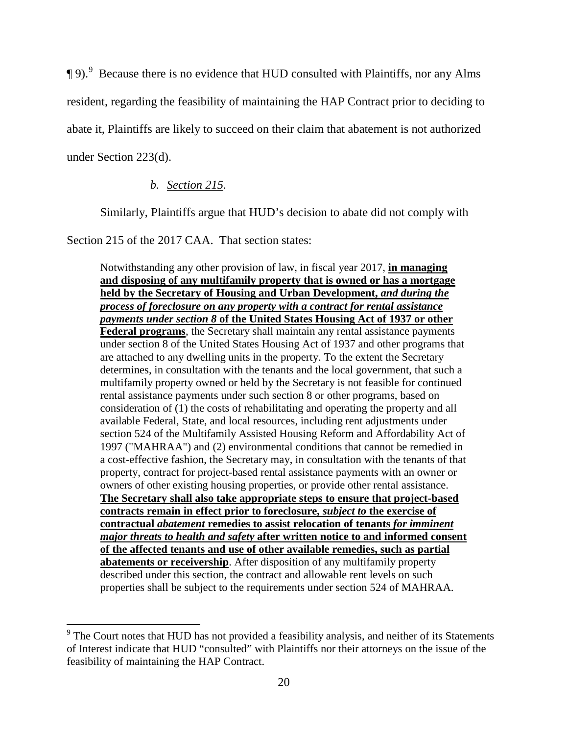¶ 9).[9] Because there is no evidence that HUD consulted with Plaintiffs, nor any Alms resident, regarding the feasibility of maintaining the HAP Contract prior to deciding to abate it, Plaintiffs are likely to succeed on their claim that abatement is not authorized under Section 223(d).

*b. Section 215.*

Similarly, Plaintiffs argue that HUD's decision to abate did not comply with Section 215 of the 2017 CAA. That section states:

> Notwithstanding any other provision of law, in fiscal year 2017, **in managing and disposing of any multifamily property that is owned or has a mortgage held by the Secretary of Housing and Urban Development,** ***and during the process of foreclosure on any property with a contract for rental assistance payments under section 8*** **of the United States Housing Act of 1937 or other Federal programs**, the Secretary shall maintain any rental assistance payments under section 8 of the United States Housing Act of 1937 and other programs that are attached to any dwelling units in the property. To the extent the Secretary determines, in consultation with the tenants and the local government, that such a multifamily property owned or held by the Secretary is not feasible for continued rental assistance payments under such section 8 or other programs, based on consideration of (1) the costs of rehabilitating and operating the property and all available Federal, State, and local resources, including rent adjustments under section 524 of the Multifamily Assisted Housing Reform and Affordability Act of 1997 ("MAHRAA") and (2) environmental conditions that cannot be remedied in a cost-effective fashion, the Secretary may, in consultation with the tenants of that property, contract for project-based rental assistance payments with an owner or owners of other existing housing properties, or provide other rental assistance. **The Secretary shall also take appropriate steps to ensure that project-based contracts remain in effect prior to foreclosure,** ***subject to*** **the exercise of contractual** ***abatement*** **remedies to assist relocation of tenants** ***for imminent major threats to health and safety*** **after written notice to and informed consent of the affected tenants and use of other available remedies, such as partial abatements or receivership**. After disposition of any multifamily property described under this section, the contract and allowable rent levels on such properties shall be subject to the requirements under section 524 of MAHRAA.

[9] The Court notes that HUD has not provided a feasibility analysis, and neither of its Statements of Interest indicate that HUD "consulted" with Plaintiffs nor their attorneys on the issue of the feasibility of maintaining the HAP Contract.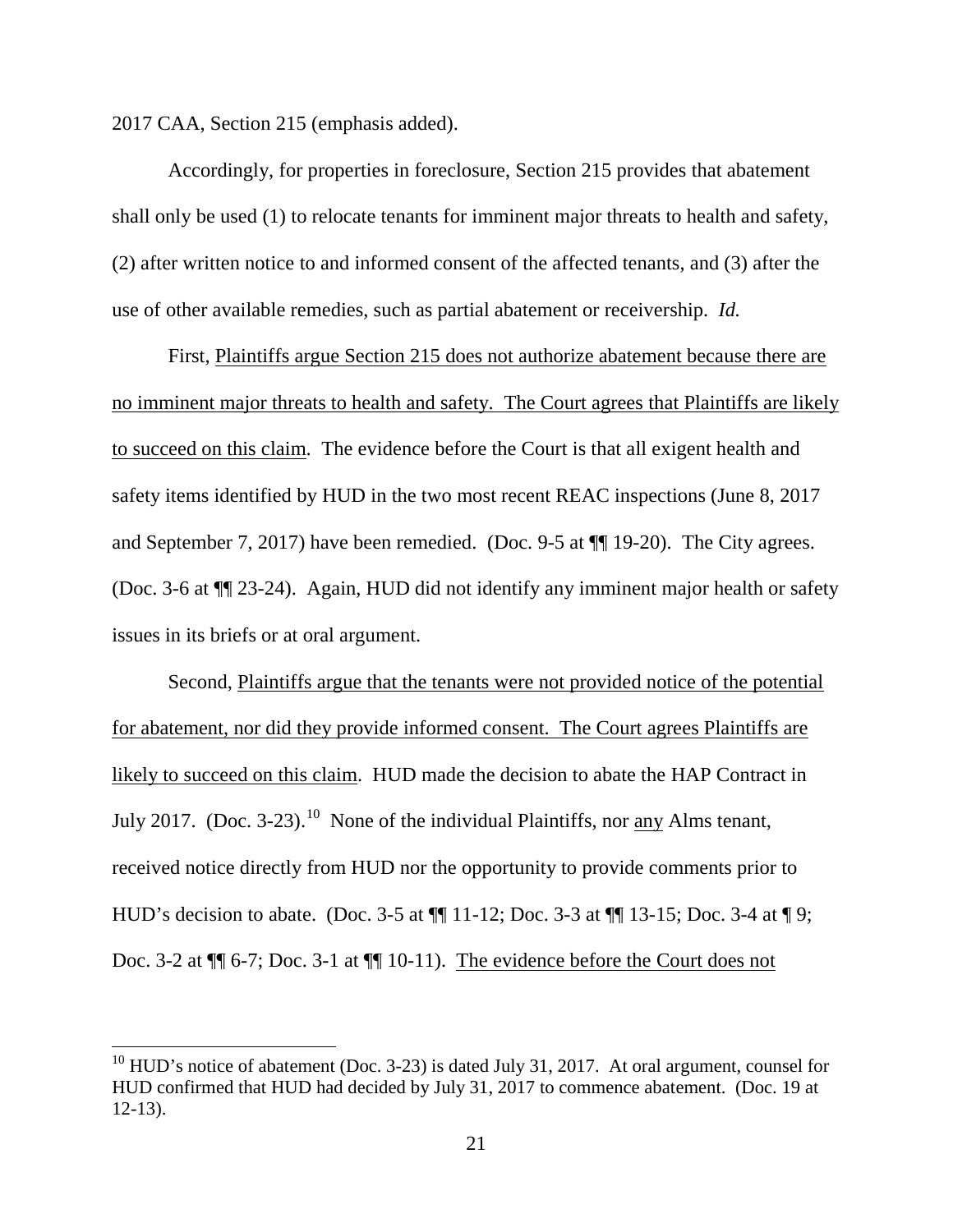2017 CAA, Section 215 (emphasis added).

Accordingly, for properties in foreclosure, Section 215 provides that abatement shall only be used (1) to relocate tenants for imminent major threats to health and safety, (2) after written notice to and informed consent of the affected tenants, and (3) after the use of other available remedies, such as partial abatement or receivership. *Id.*

First, <u>Plaintiffs argue Section 215 does not authorize abatement because there are no imminent major threats to health and safety. The Court agrees that Plaintiffs are likely to succeed on this claim</u>. The evidence before the Court is that all exigent health and safety items identified by HUD in the two most recent REAC inspections (June 8, 2017 and September 7, 2017) have been remedied. (Doc. 9-5 at ¶¶ 19-20). The City agrees. (Doc. 3-6 at ¶¶ 23-24). Again, HUD did not identify any imminent major health or safety issues in its briefs or at oral argument.

Second, <u>Plaintiffs argue that the tenants were not provided notice of the potential for abatement, nor did they provide informed consent. The Court agrees Plaintiffs are likely to succeed on this claim</u>. HUD made the decision to abate the HAP Contract in July 2017. (Doc. 3-23).[10] None of the individual Plaintiffs, nor <u>any</u> Alms tenant, received notice directly from HUD nor the opportunity to provide comments prior to HUD's decision to abate. (Doc. 3-5 at ¶¶ 11-12; Doc. 3-3 at ¶¶ 13-15; Doc. 3-4 at ¶ 9; Doc. 3-2 at ¶¶ 6-7; Doc. 3-1 at ¶¶ 10-11). <u>The evidence before the Court does not</u>

[10] HUD's notice of abatement (Doc. 3-23) is dated July 31, 2017. At oral argument, counsel for HUD confirmed that HUD had decided by July 31, 2017 to commence abatement. (Doc. 19 at 12-13).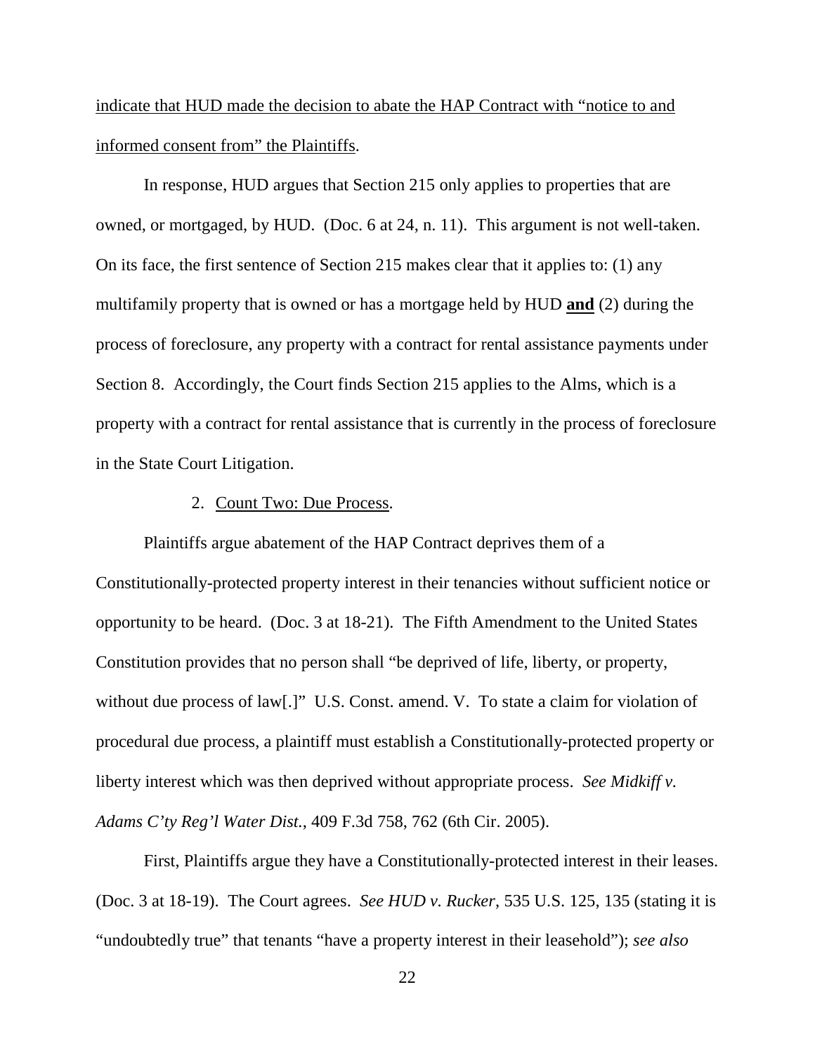indicate that HUD made the decision to abate the HAP Contract with "notice to and informed consent from" the Plaintiffs.

In response, HUD argues that Section 215 only applies to properties that are owned, or mortgaged, by HUD. (Doc. 6 at 24, n. 11). This argument is not well-taken. On its face, the first sentence of Section 215 makes clear that it applies to: (1) any multifamily property that is owned or has a mortgage held by HUD **and** (2) during the process of foreclosure, any property with a contract for rental assistance payments under Section 8. Accordingly, the Court finds Section 215 applies to the Alms, which is a property with a contract for rental assistance that is currently in the process of foreclosure in the State Court Litigation.

2. Count Two: Due Process.

Plaintiffs argue abatement of the HAP Contract deprives them of a Constitutionally-protected property interest in their tenancies without sufficient notice or opportunity to be heard. (Doc. 3 at 18-21). The Fifth Amendment to the United States Constitution provides that no person shall "be deprived of life, liberty, or property, without due process of law[.]" U.S. Const. amend. V. To state a claim for violation of procedural due process, a plaintiff must establish a Constitutionally-protected property or liberty interest which was then deprived without appropriate process. *See Midkiff v. Adams C'ty Reg'l Water Dist.*, 409 F.3d 758, 762 (6th Cir. 2005).

First, Plaintiffs argue they have a Constitutionally-protected interest in their leases. (Doc. 3 at 18-19). The Court agrees. *See HUD v. Rucker*, 535 U.S. 125, 135 (stating it is "undoubtedly true" that tenants "have a property interest in their leasehold"); *see also*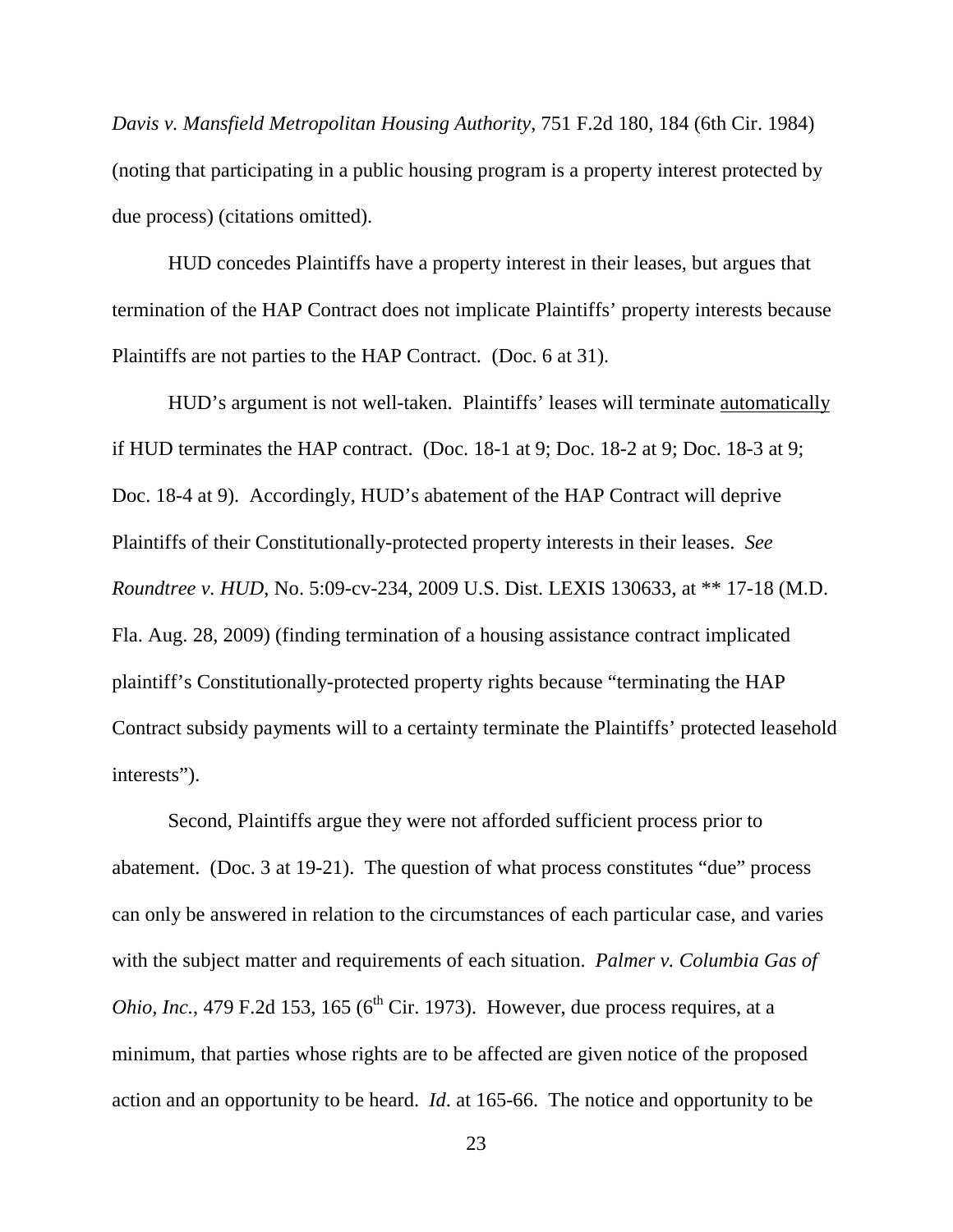*Davis v. Mansfield Metropolitan Housing Authority*, 751 F.2d 180, 184 (6th Cir. 1984) (noting that participating in a public housing program is a property interest protected by due process) (citations omitted).

HUD concedes Plaintiffs have a property interest in their leases, but argues that termination of the HAP Contract does not implicate Plaintiffs' property interests because Plaintiffs are not parties to the HAP Contract. (Doc. 6 at 31).

HUD's argument is not well-taken. Plaintiffs' leases will terminate <u>automatically</u> if HUD terminates the HAP contract. (Doc. 18-1 at 9; Doc. 18-2 at 9; Doc. 18-3 at 9; Doc. 18-4 at 9). Accordingly, HUD's abatement of the HAP Contract will deprive Plaintiffs of their Constitutionally-protected property interests in their leases. *See Roundtree v. HUD*, No. 5:09-cv-234, 2009 U.S. Dist. LEXIS 130633, at ** 17-18 (M.D. Fla. Aug. 28, 2009) (finding termination of a housing assistance contract implicated plaintiff's Constitutionally-protected property rights because "terminating the HAP Contract subsidy payments will to a certainty terminate the Plaintiffs' protected leasehold interests").

Second, Plaintiffs argue they were not afforded sufficient process prior to abatement. (Doc. 3 at 19-21). The question of what process constitutes "due" process can only be answered in relation to the circumstances of each particular case, and varies with the subject matter and requirements of each situation. *Palmer v. Columbia Gas of Ohio, Inc.*, 479 F.2d 153, 165 (6th Cir. 1973). However, due process requires, at a minimum, that parties whose rights are to be affected are given notice of the proposed action and an opportunity to be heard. *Id*. at 165-66. The notice and opportunity to be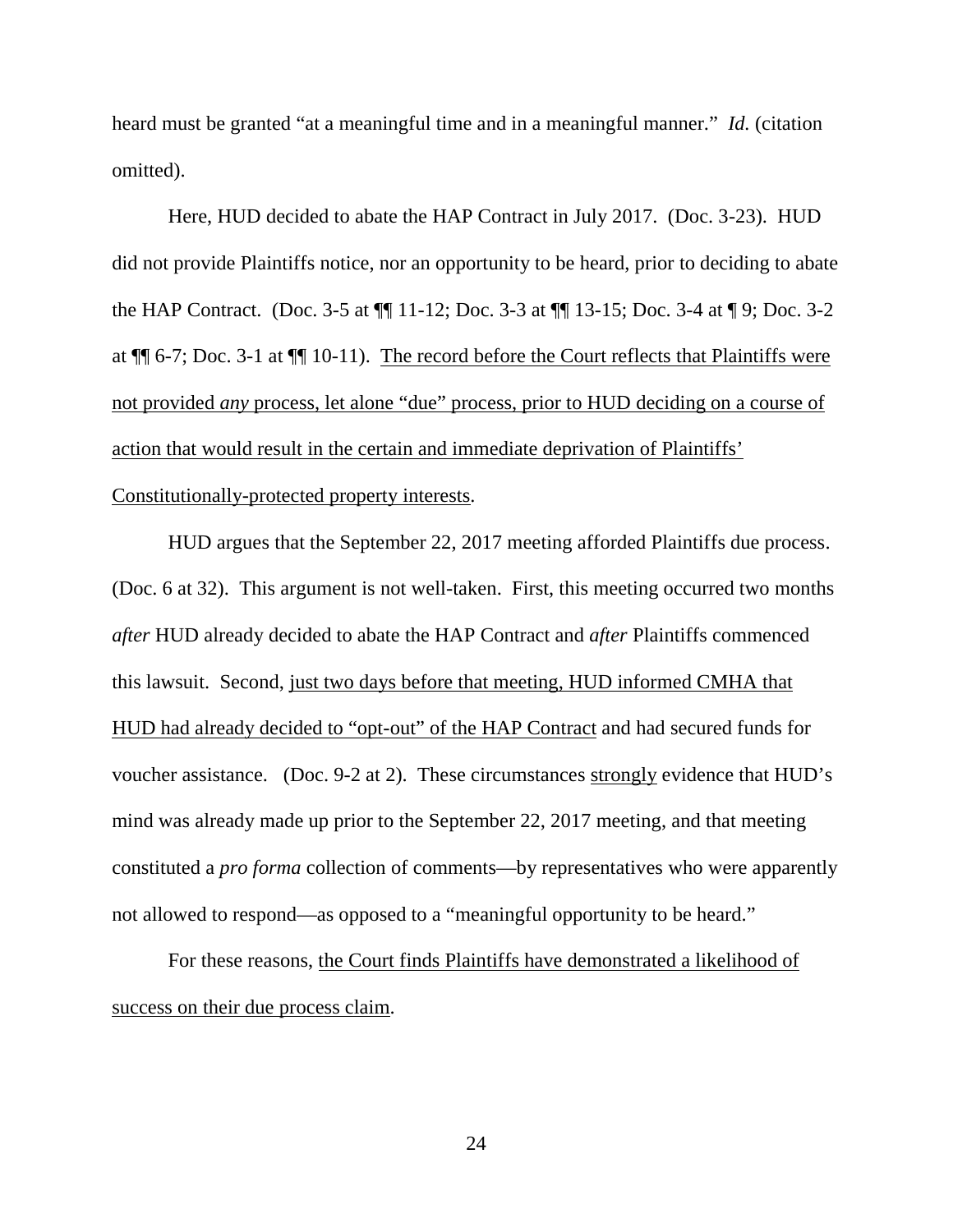heard must be granted "at a meaningful time and in a meaningful manner." *Id.* (citation omitted).

Here, HUD decided to abate the HAP Contract in July 2017. (Doc. 3-23). HUD did not provide Plaintiffs notice, nor an opportunity to be heard, prior to deciding to abate the HAP Contract. (Doc. 3-5 at ¶¶ 11-12; Doc. 3-3 at ¶¶ 13-15; Doc. 3-4 at ¶ 9; Doc. 3-2 at ¶¶ 6-7; Doc. 3-1 at ¶¶ 10-11). <u>The record before the Court reflects that Plaintiffs were not provided *any* process, let alone "due" process, prior to HUD deciding on a course of action that would result in the certain and immediate deprivation of Plaintiffs' Constitutionally-protected property interests</u>.

HUD argues that the September 22, 2017 meeting afforded Plaintiffs due process. (Doc. 6 at 32). This argument is not well-taken. First, this meeting occurred two months *after* HUD already decided to abate the HAP Contract and *after* Plaintiffs commenced this lawsuit. Second, <u>just two days before that meeting, HUD informed CMHA that HUD had already decided to "opt-out" of the HAP Contract</u> and had secured funds for voucher assistance. (Doc. 9-2 at 2). These circumstances <u>strongly</u> evidence that HUD's mind was already made up prior to the September 22, 2017 meeting, and that meeting constituted a *pro forma* collection of comments—by representatives who were apparently not allowed to respond—as opposed to a "meaningful opportunity to be heard."

For these reasons, <u>the Court finds Plaintiffs have demonstrated a likelihood of success on their due process claim</u>.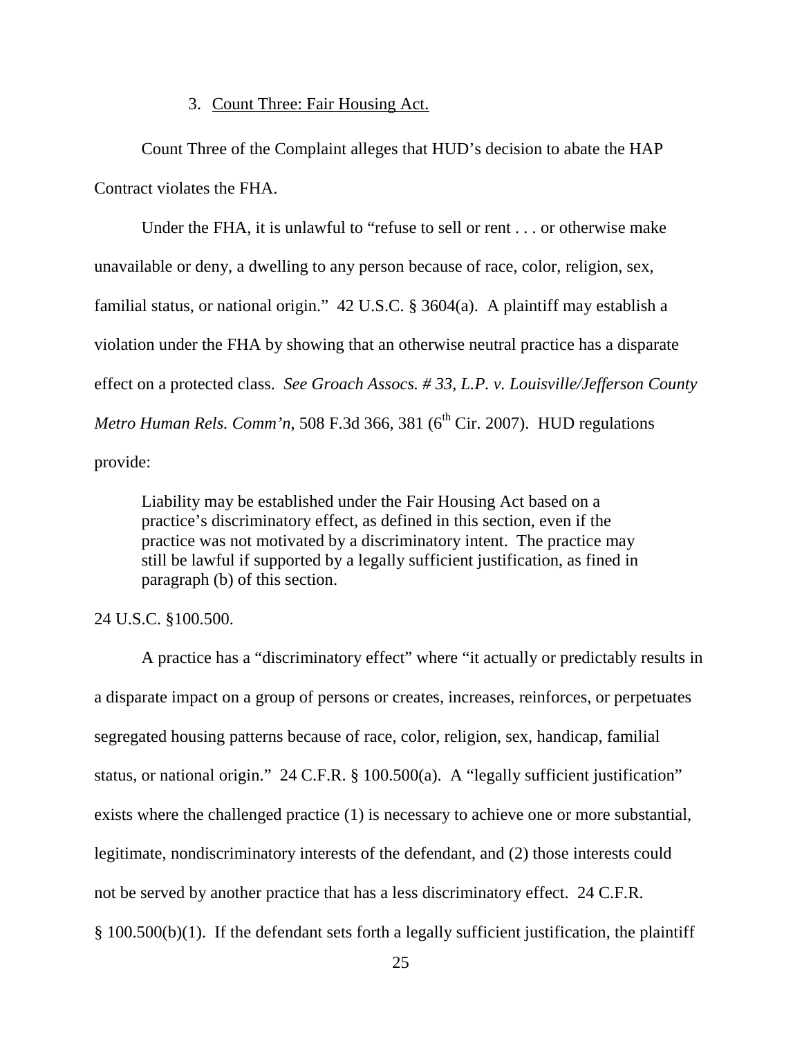3. Count Three: Fair Housing Act.

Count Three of the Complaint alleges that HUD's decision to abate the HAP Contract violates the FHA.

Under the FHA, it is unlawful to "refuse to sell or rent . . . or otherwise make unavailable or deny, a dwelling to any person because of race, color, religion, sex, familial status, or national origin." 42 U.S.C. § 3604(a). A plaintiff may establish a violation under the FHA by showing that an otherwise neutral practice has a disparate effect on a protected class. *See Groach Assocs. # 33, L.P. v. Louisville/Jefferson County Metro Human Rels. Comm'n*, 508 F.3d 366, 381 (6th Cir. 2007). HUD regulations provide:

> Liability may be established under the Fair Housing Act based on a practice's discriminatory effect, as defined in this section, even if the practice was not motivated by a discriminatory intent. The practice may still be lawful if supported by a legally sufficient justification, as fined in paragraph (b) of this section.

24 U.S.C. §100.500.

A practice has a "discriminatory effect" where "it actually or predictably results in a disparate impact on a group of persons or creates, increases, reinforces, or perpetuates segregated housing patterns because of race, color, religion, sex, handicap, familial status, or national origin." 24 C.F.R. § 100.500(a). A "legally sufficient justification" exists where the challenged practice (1) is necessary to achieve one or more substantial, legitimate, nondiscriminatory interests of the defendant, and (2) those interests could not be served by another practice that has a less discriminatory effect. 24 C.F.R. § 100.500(b)(1). If the defendant sets forth a legally sufficient justification, the plaintiff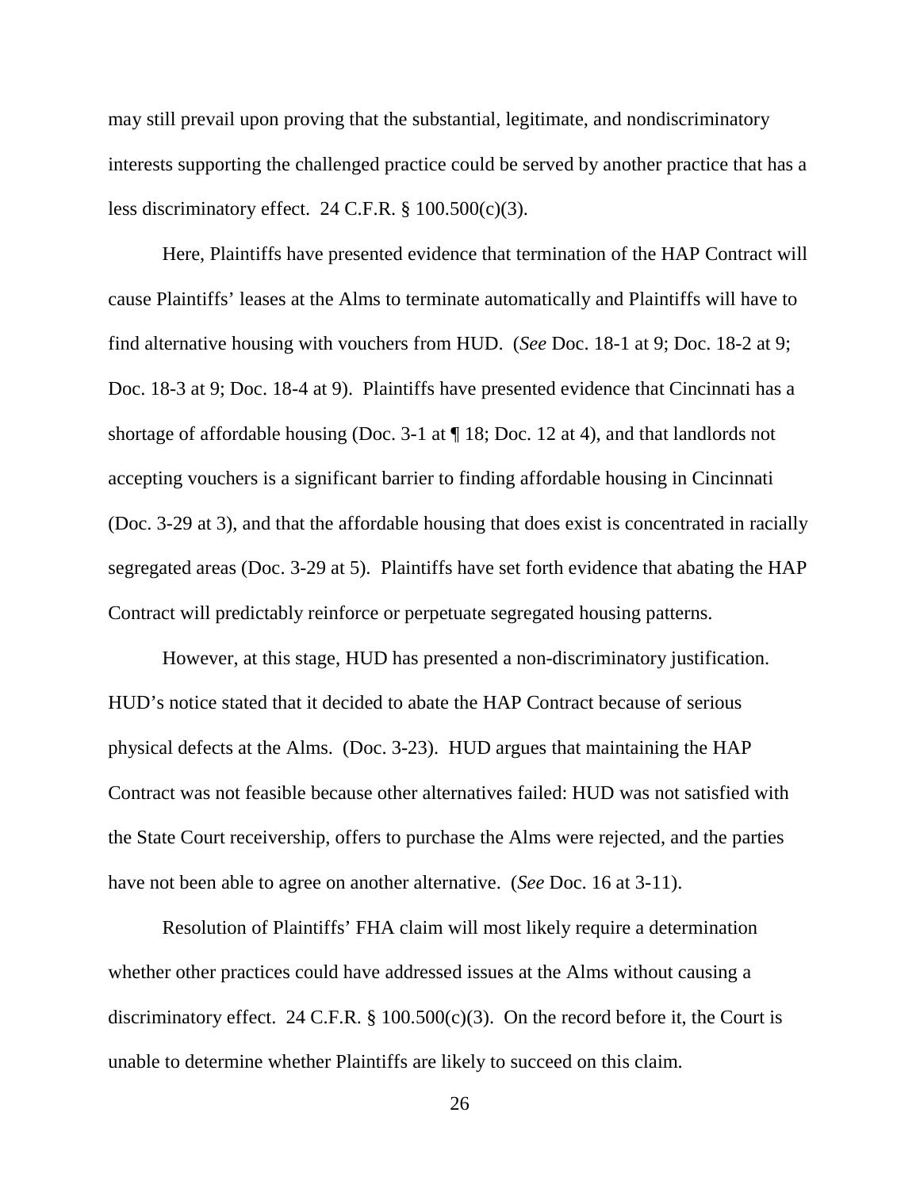may still prevail upon proving that the substantial, legitimate, and nondiscriminatory interests supporting the challenged practice could be served by another practice that has a less discriminatory effect. 24 C.F.R. § 100.500(c)(3).

Here, Plaintiffs have presented evidence that termination of the HAP Contract will cause Plaintiffs' leases at the Alms to terminate automatically and Plaintiffs will have to find alternative housing with vouchers from HUD. (*See* Doc. 18-1 at 9; Doc. 18-2 at 9; Doc. 18-3 at 9; Doc. 18-4 at 9). Plaintiffs have presented evidence that Cincinnati has a shortage of affordable housing (Doc. 3-1 at ¶ 18; Doc. 12 at 4), and that landlords not accepting vouchers is a significant barrier to finding affordable housing in Cincinnati (Doc. 3-29 at 3), and that the affordable housing that does exist is concentrated in racially segregated areas (Doc. 3-29 at 5). Plaintiffs have set forth evidence that abating the HAP Contract will predictably reinforce or perpetuate segregated housing patterns.

However, at this stage, HUD has presented a non-discriminatory justification. HUD's notice stated that it decided to abate the HAP Contract because of serious physical defects at the Alms. (Doc. 3-23). HUD argues that maintaining the HAP Contract was not feasible because other alternatives failed: HUD was not satisfied with the State Court receivership, offers to purchase the Alms were rejected, and the parties have not been able to agree on another alternative. (*See* Doc. 16 at 3-11).

Resolution of Plaintiffs' FHA claim will most likely require a determination whether other practices could have addressed issues at the Alms without causing a discriminatory effect. 24 C.F.R. § 100.500(c)(3). On the record before it, the Court is unable to determine whether Plaintiffs are likely to succeed on this claim.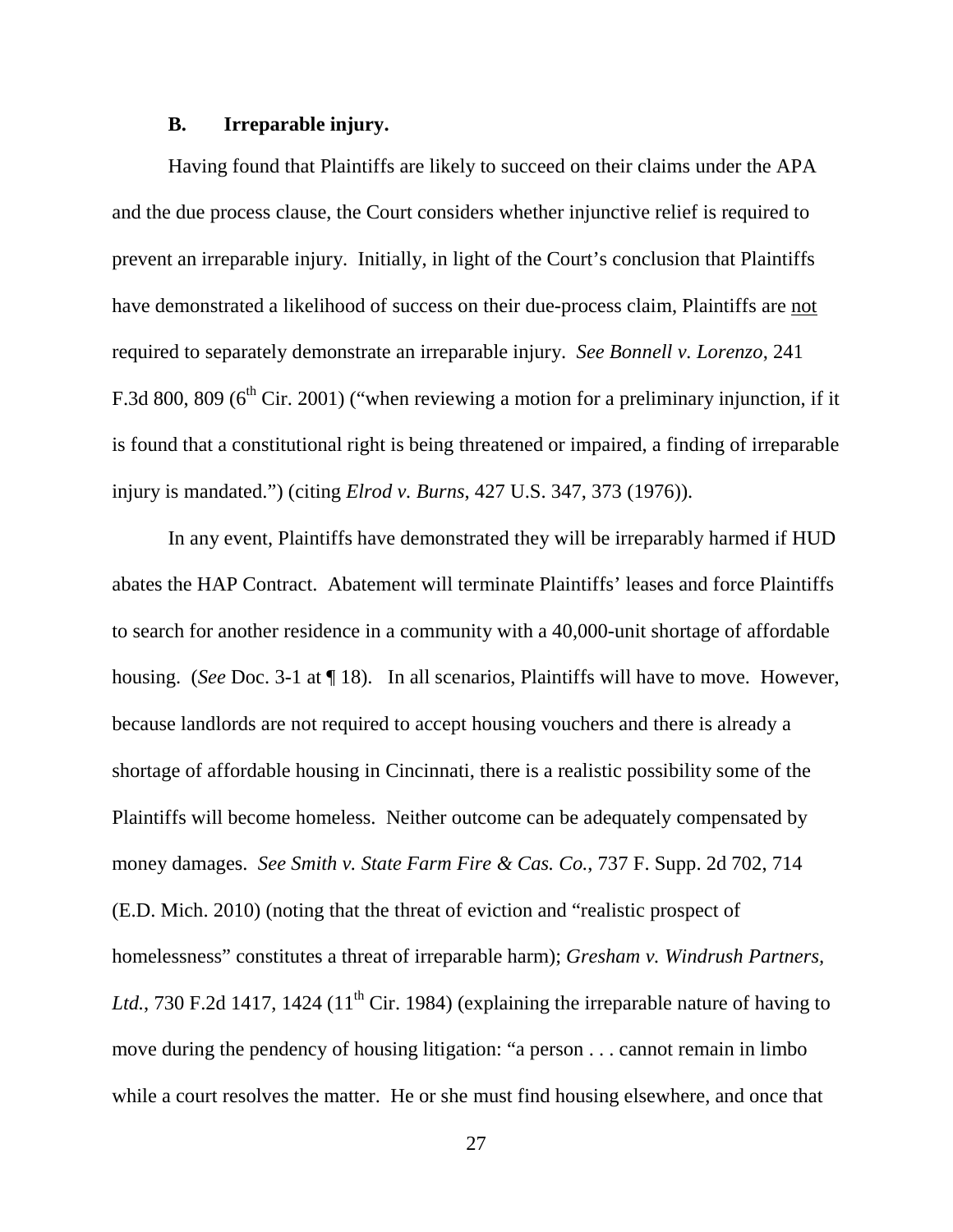### B. Irreparable injury.

Having found that Plaintiffs are likely to succeed on their claims under the APA and the due process clause, the Court considers whether injunctive relief is required to prevent an irreparable injury. Initially, in light of the Court's conclusion that Plaintiffs have demonstrated a likelihood of success on their due-process claim, Plaintiffs are <u>not</u> required to separately demonstrate an irreparable injury. *See Bonnell v. Lorenzo*, 241 F.3d 800, 809 (6th Cir. 2001) ("when reviewing a motion for a preliminary injunction, if it is found that a constitutional right is being threatened or impaired, a finding of irreparable injury is mandated.") (citing *Elrod v. Burns*, 427 U.S. 347, 373 (1976)).

In any event, Plaintiffs have demonstrated they will be irreparably harmed if HUD abates the HAP Contract. Abatement will terminate Plaintiffs' leases and force Plaintiffs to search for another residence in a community with a 40,000-unit shortage of affordable housing. (*See* Doc. 3-1 at ¶ 18). In all scenarios, Plaintiffs will have to move. However, because landlords are not required to accept housing vouchers and there is already a shortage of affordable housing in Cincinnati, there is a realistic possibility some of the Plaintiffs will become homeless. Neither outcome can be adequately compensated by money damages. *See Smith v. State Farm Fire & Cas. Co.*, 737 F. Supp. 2d 702, 714 (E.D. Mich. 2010) (noting that the threat of eviction and "realistic prospect of homelessness" constitutes a threat of irreparable harm); *Gresham v. Windrush Partners, Ltd.*, 730 F.2d 1417, 1424 (11th Cir. 1984) (explaining the irreparable nature of having to move during the pendency of housing litigation: "a person . . . cannot remain in limbo while a court resolves the matter. He or she must find housing elsewhere, and once that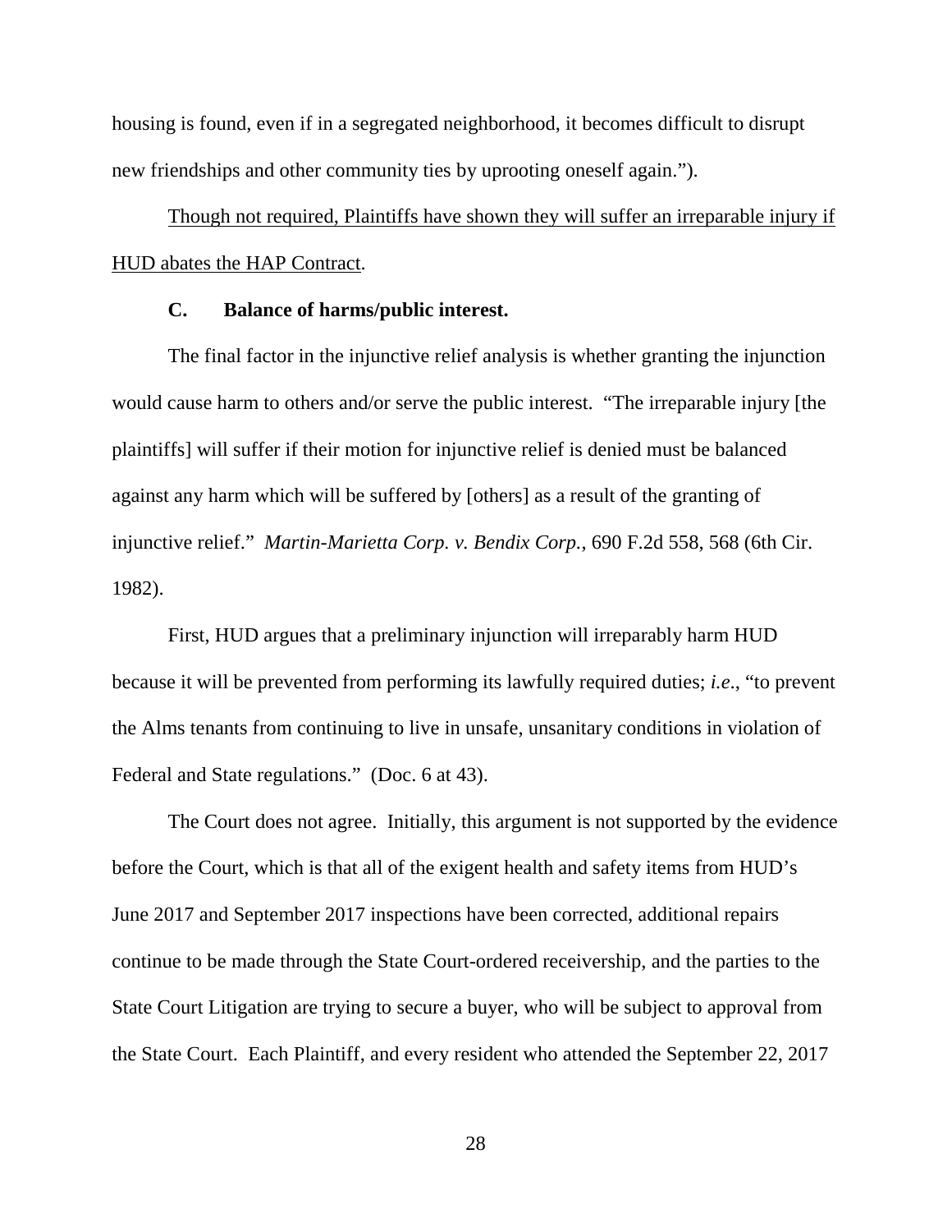housing is found, even if in a segregated neighborhood, it becomes difficult to disrupt new friendships and other community ties by uprooting oneself again.").

<u>Though not required, Plaintiffs have shown they will suffer an irreparable injury if HUD abates the HAP Contract</u>.

### C. Balance of harms/public interest.

The final factor in the injunctive relief analysis is whether granting the injunction would cause harm to others and/or serve the public interest. "The irreparable injury [the plaintiffs] will suffer if their motion for injunctive relief is denied must be balanced against any harm which will be suffered by [others] as a result of the granting of injunctive relief." *Martin-Marietta Corp. v. Bendix Corp.*, 690 F.2d 558, 568 (6th Cir. 1982).

First, HUD argues that a preliminary injunction will irreparably harm HUD because it will be prevented from performing its lawfully required duties; *i.e*., "to prevent the Alms tenants from continuing to live in unsafe, unsanitary conditions in violation of Federal and State regulations." (Doc. 6 at 43).

The Court does not agree. Initially, this argument is not supported by the evidence before the Court, which is that all of the exigent health and safety items from HUD's June 2017 and September 2017 inspections have been corrected, additional repairs continue to be made through the State Court-ordered receivership, and the parties to the State Court Litigation are trying to secure a buyer, who will be subject to approval from the State Court. Each Plaintiff, and every resident who attended the September 22, 2017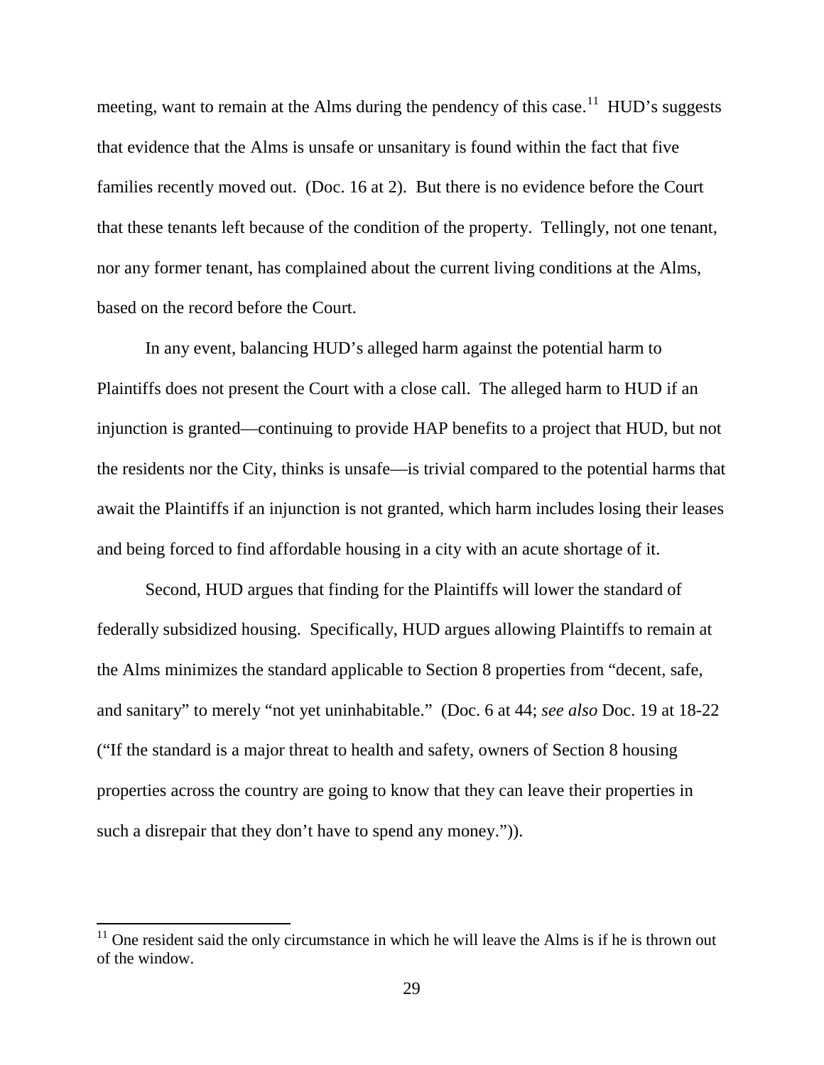meeting, want to remain at the Alms during the pendency of this case.[11] HUD's suggests that evidence that the Alms is unsafe or unsanitary is found within the fact that five families recently moved out. (Doc. 16 at 2). But there is no evidence before the Court that these tenants left because of the condition of the property. Tellingly, not one tenant, nor any former tenant, has complained about the current living conditions at the Alms, based on the record before the Court.

In any event, balancing HUD's alleged harm against the potential harm to Plaintiffs does not present the Court with a close call. The alleged harm to HUD if an injunction is granted—continuing to provide HAP benefits to a project that HUD, but not the residents nor the City, thinks is unsafe—is trivial compared to the potential harms that await the Plaintiffs if an injunction is not granted, which harm includes losing their leases and being forced to find affordable housing in a city with an acute shortage of it.

Second, HUD argues that finding for the Plaintiffs will lower the standard of federally subsidized housing. Specifically, HUD argues allowing Plaintiffs to remain at the Alms minimizes the standard applicable to Section 8 properties from "decent, safe, and sanitary" to merely "not yet uninhabitable." (Doc. 6 at 44; *see also* Doc. 19 at 18-22 ("If the standard is a major threat to health and safety, owners of Section 8 housing properties across the country are going to know that they can leave their properties in such a disrepair that they don't have to spend any money.")).

---

[11] One resident said the only circumstance in which he will leave the Alms is if he is thrown out of the window.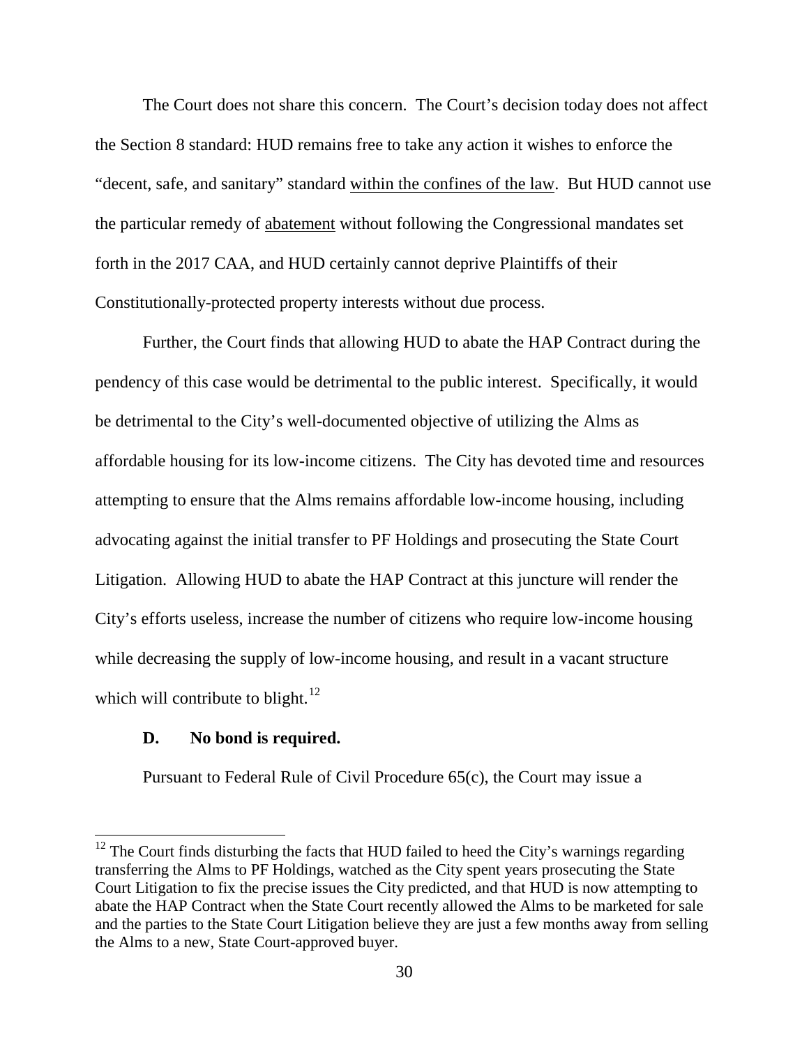The Court does not share this concern. The Court's decision today does not affect the Section 8 standard: HUD remains free to take any action it wishes to enforce the "decent, safe, and sanitary" standard within the confines of the law. But HUD cannot use the particular remedy of abatement without following the Congressional mandates set forth in the 2017 CAA, and HUD certainly cannot deprive Plaintiffs of their Constitutionally-protected property interests without due process.

Further, the Court finds that allowing HUD to abate the HAP Contract during the pendency of this case would be detrimental to the public interest. Specifically, it would be detrimental to the City's well-documented objective of utilizing the Alms as affordable housing for its low-income citizens. The City has devoted time and resources attempting to ensure that the Alms remains affordable low-income housing, including advocating against the initial transfer to PF Holdings and prosecuting the State Court Litigation. Allowing HUD to abate the HAP Contract at this juncture will render the City's efforts useless, increase the number of citizens who require low-income housing while decreasing the supply of low-income housing, and result in a vacant structure which will contribute to blight.[12]

### D. No bond is required.

Pursuant to Federal Rule of Civil Procedure 65(c), the Court may issue a

---

[12] The Court finds disturbing the facts that HUD failed to heed the City's warnings regarding transferring the Alms to PF Holdings, watched as the City spent years prosecuting the State Court Litigation to fix the precise issues the City predicted, and that HUD is now attempting to abate the HAP Contract when the State Court recently allowed the Alms to be marketed for sale and the parties to the State Court Litigation believe they are just a few months away from selling the Alms to a new, State Court-approved buyer.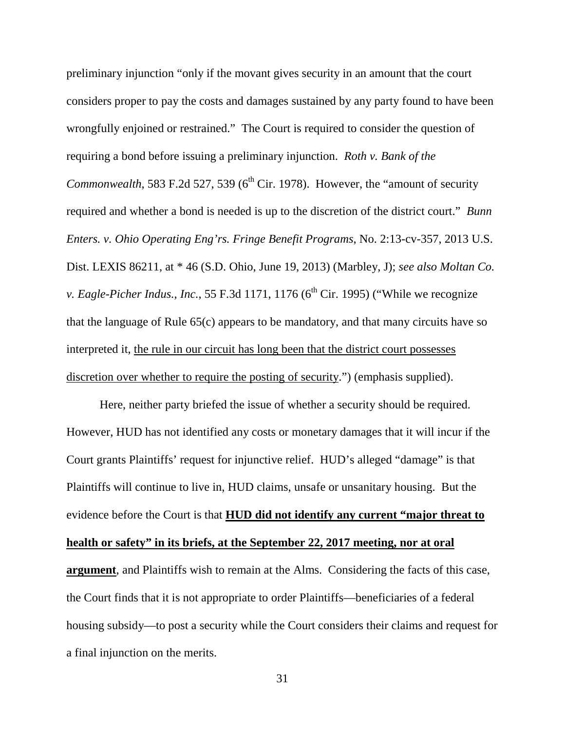preliminary injunction "only if the movant gives security in an amount that the court considers proper to pay the costs and damages sustained by any party found to have been wrongfully enjoined or restrained." The Court is required to consider the question of requiring a bond before issuing a preliminary injunction. *Roth v. Bank of the Commonwealth*, 583 F.2d 527, 539 (6th Cir. 1978). However, the "amount of security required and whether a bond is needed is up to the discretion of the district court." *Bunn Enters. v. Ohio Operating Eng'rs. Fringe Benefit Programs*, No. 2:13-cv-357, 2013 U.S. Dist. LEXIS 86211, at * 46 (S.D. Ohio, June 19, 2013) (Marbley, J); *see also Moltan Co. v. Eagle-Picher Indus., Inc.*, 55 F.3d 1171, 1176 (6th Cir. 1995) ("While we recognize that the language of Rule 65(c) appears to be mandatory, and that many circuits have so interpreted it, <u>the rule in our circuit has long been that the district court possesses discretion over whether to require the posting of security</u>.") (emphasis supplied).

Here, neither party briefed the issue of whether a security should be required. However, HUD has not identified any costs or monetary damages that it will incur if the Court grants Plaintiffs' request for injunctive relief. HUD's alleged "damage" is that Plaintiffs will continue to live in, HUD claims, unsafe or unsanitary housing. But the evidence before the Court is that **<u>HUD did not identify any current "major threat to health or safety" in its briefs, at the September 22, 2017 meeting, nor at oral argument</u>**, and Plaintiffs wish to remain at the Alms. Considering the facts of this case, the Court finds that it is not appropriate to order Plaintiffs—beneficiaries of a federal housing subsidy—to post a security while the Court considers their claims and request for a final injunction on the merits.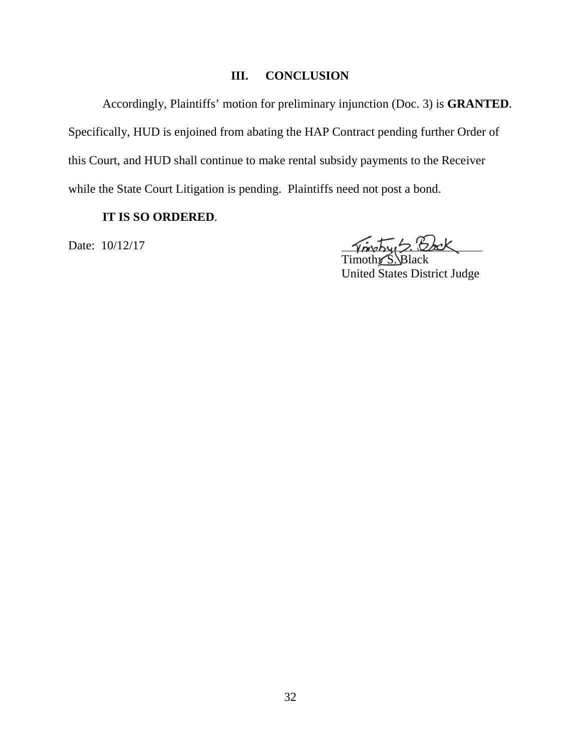## III. CONCLUSION

Accordingly, Plaintiffs' motion for preliminary injunction (Doc. 3) is **GRANTED**. Specifically, HUD is enjoined from abating the HAP Contract pending further Order of this Court, and HUD shall continue to make rental subsidy payments to the Receiver while the State Court Litigation is pending. Plaintiffs need not post a bond.

**IT IS SO ORDERED**.

Date: 10/12/17

Timothy S. Black
United States District Judge